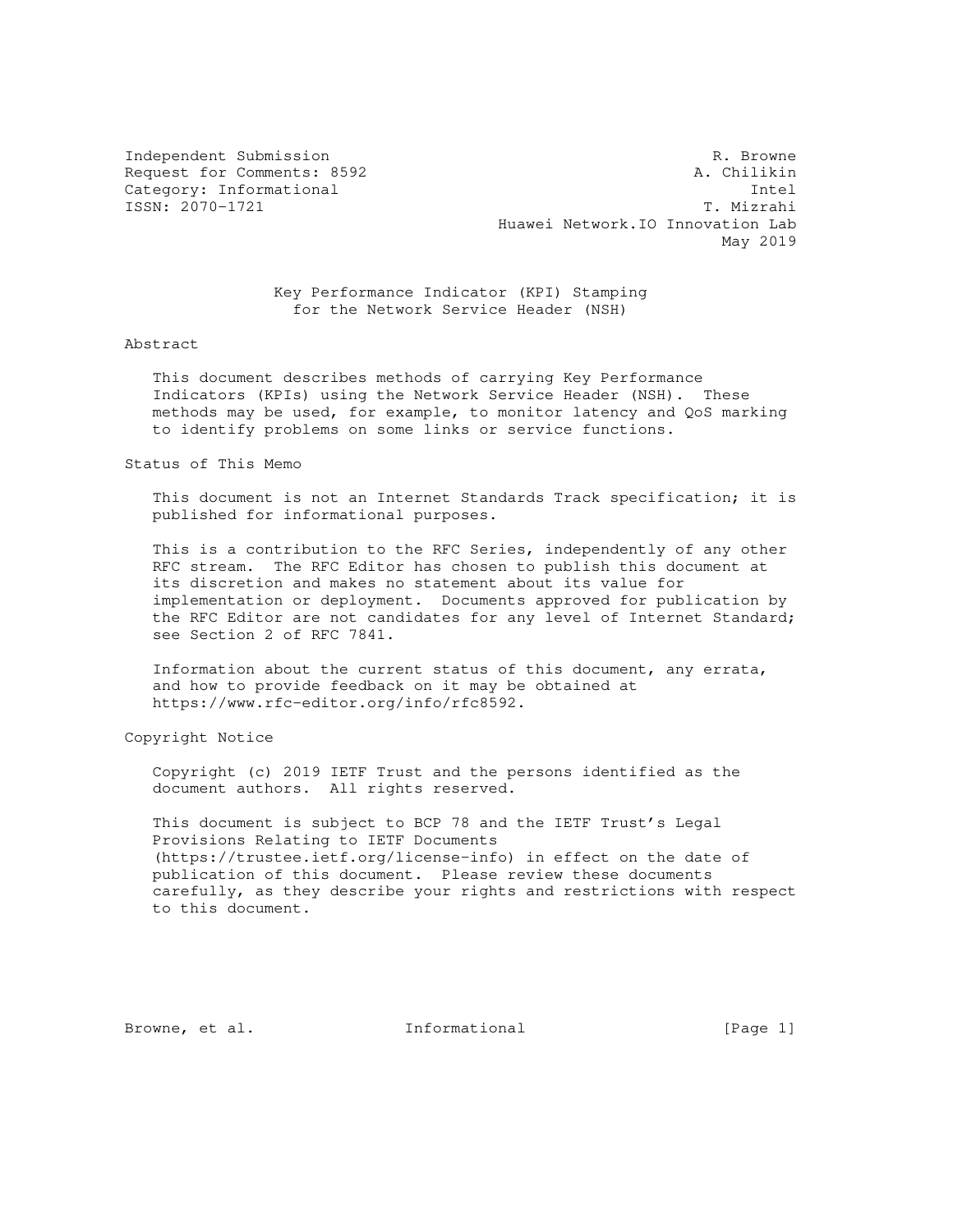Independent Submission R. Browne
Request for Comments: 8592 A. Chilikin
Category: Informational Intel
ISSN: 2070-1721 T. Mizrahi
Huawei Network.IO Innovation Lab
May 2019

# Key Performance Indicator (KPI) Stamping for the Network Service Header (NSH)

## Abstract

This document describes methods of carrying Key Performance Indicators (KPIs) using the Network Service Header (NSH). These methods may be used, for example, to monitor latency and QoS marking to identify problems on some links or service functions.

## Status of This Memo

This document is not an Internet Standards Track specification; it is published for informational purposes.

This is a contribution to the RFC Series, independently of any other RFC stream. The RFC Editor has chosen to publish this document at its discretion and makes no statement about its value for implementation or deployment. Documents approved for publication by the RFC Editor are not candidates for any level of Internet Standard; see Section 2 of RFC 7841.

Information about the current status of this document, any errata, and how to provide feedback on it may be obtained at https://www.rfc-editor.org/info/rfc8592.

## Copyright Notice

Copyright (c) 2019 IETF Trust and the persons identified as the document authors. All rights reserved.

This document is subject to BCP 78 and the IETF Trust's Legal Provisions Relating to IETF Documents (https://trustee.ietf.org/license-info) in effect on the date of publication of this document. Please review these documents carefully, as they describe your rights and restrictions with respect to this document.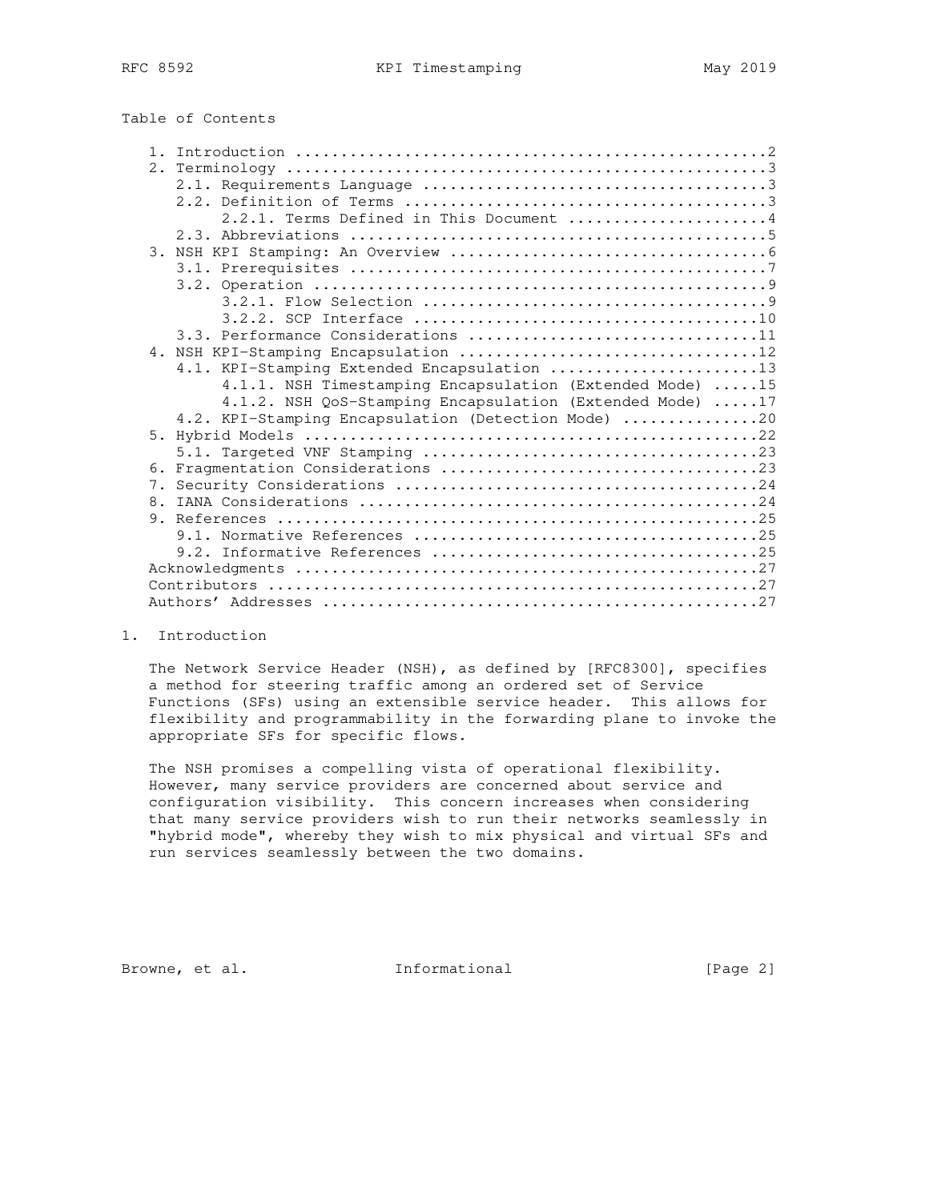Table of Contents

```
   1. Introduction ....................................................2
   2. Terminology .....................................................3
      2.1. Requirements Language ......................................3
      2.2. Definition of Terms ........................................3
           2.2.1. Terms Defined in This Document ......................4
      2.3. Abbreviations ..............................................5
   3. NSH KPI Stamping: An Overview ...................................6
      3.1. Prerequisites ..............................................7
      3.2. Operation ..................................................9
           3.2.1. Flow Selection ......................................9
           3.2.2. SCP Interface ......................................10
      3.3. Performance Considerations ................................11
   4. NSH KPI-Stamping Encapsulation .................................12
      4.1. KPI-Stamping Extended Encapsulation .......................13
           4.1.1. NSH Timestamping Encapsulation (Extended Mode) .....15
           4.1.2. NSH QoS-Stamping Encapsulation (Extended Mode) .....17
      4.2. KPI-Stamping Encapsulation (Detection Mode) ...............20
   5. Hybrid Models ..................................................22
      5.1. Targeted VNF Stamping .....................................23
   6. Fragmentation Considerations ...................................23
   7. Security Considerations ........................................24
   8. IANA Considerations ............................................24
   9. References .....................................................25
      9.1. Normative References ......................................25
      9.2. Informative References ....................................25
   Acknowledgments ...................................................27
   Contributors ......................................................27
   Authors' Addresses ................................................27
```

# 1. Introduction

The Network Service Header (NSH), as defined by [RFC8300], specifies a method for steering traffic among an ordered set of Service Functions (SFs) using an extensible service header. This allows for flexibility and programmability in the forwarding plane to invoke the appropriate SFs for specific flows.

The NSH promises a compelling vista of operational flexibility. However, many service providers are concerned about service and configuration visibility. This concern increases when considering that many service providers wish to run their networks seamlessly in "hybrid mode", whereby they wish to mix physical and virtual SFs and run services seamlessly between the two domains.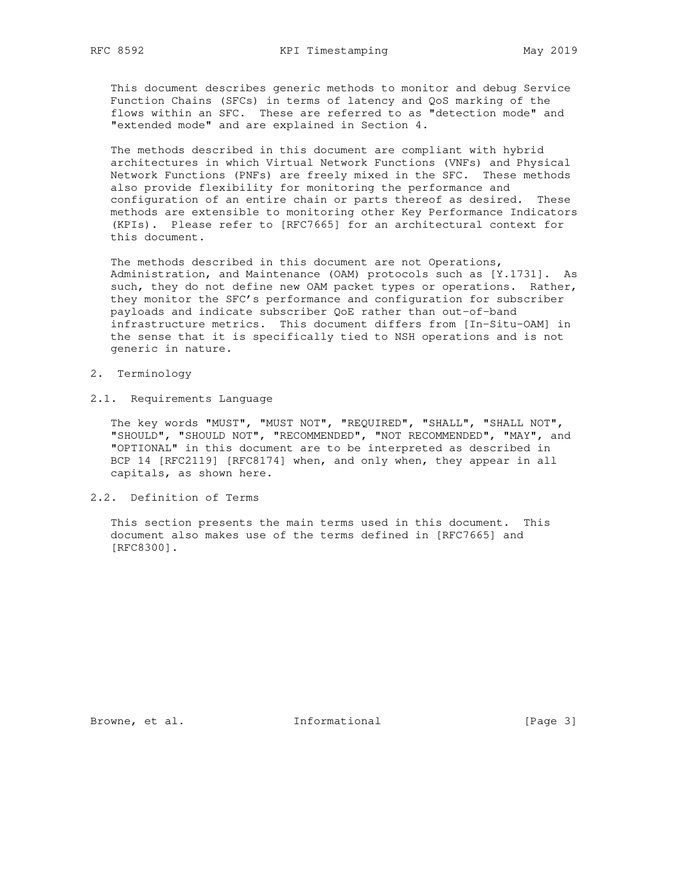This document describes generic methods to monitor and debug Service Function Chains (SFCs) in terms of latency and QoS marking of the flows within an SFC. These are referred to as "detection mode" and "extended mode" and are explained in Section 4.

The methods described in this document are compliant with hybrid architectures in which Virtual Network Functions (VNFs) and Physical Network Functions (PNFs) are freely mixed in the SFC. These methods also provide flexibility for monitoring the performance and configuration of an entire chain or parts thereof as desired. These methods are extensible to monitoring other Key Performance Indicators (KPIs). Please refer to [RFC7665] for an architectural context for this document.

The methods described in this document are not Operations, Administration, and Maintenance (OAM) protocols such as [Y.1731]. As such, they do not define new OAM packet types or operations. Rather, they monitor the SFC's performance and configuration for subscriber payloads and indicate subscriber QoE rather than out-of-band infrastructure metrics. This document differs from [In-Situ-OAM] in the sense that it is specifically tied to NSH operations and is not generic in nature.

## 2. Terminology

### 2.1. Requirements Language

The key words "MUST", "MUST NOT", "REQUIRED", "SHALL", "SHALL NOT", "SHOULD", "SHOULD NOT", "RECOMMENDED", "NOT RECOMMENDED", "MAY", and "OPTIONAL" in this document are to be interpreted as described in BCP 14 [RFC2119] [RFC8174] when, and only when, they appear in all capitals, as shown here.

### 2.2. Definition of Terms

This section presents the main terms used in this document. This document also makes use of the terms defined in [RFC7665] and [RFC8300].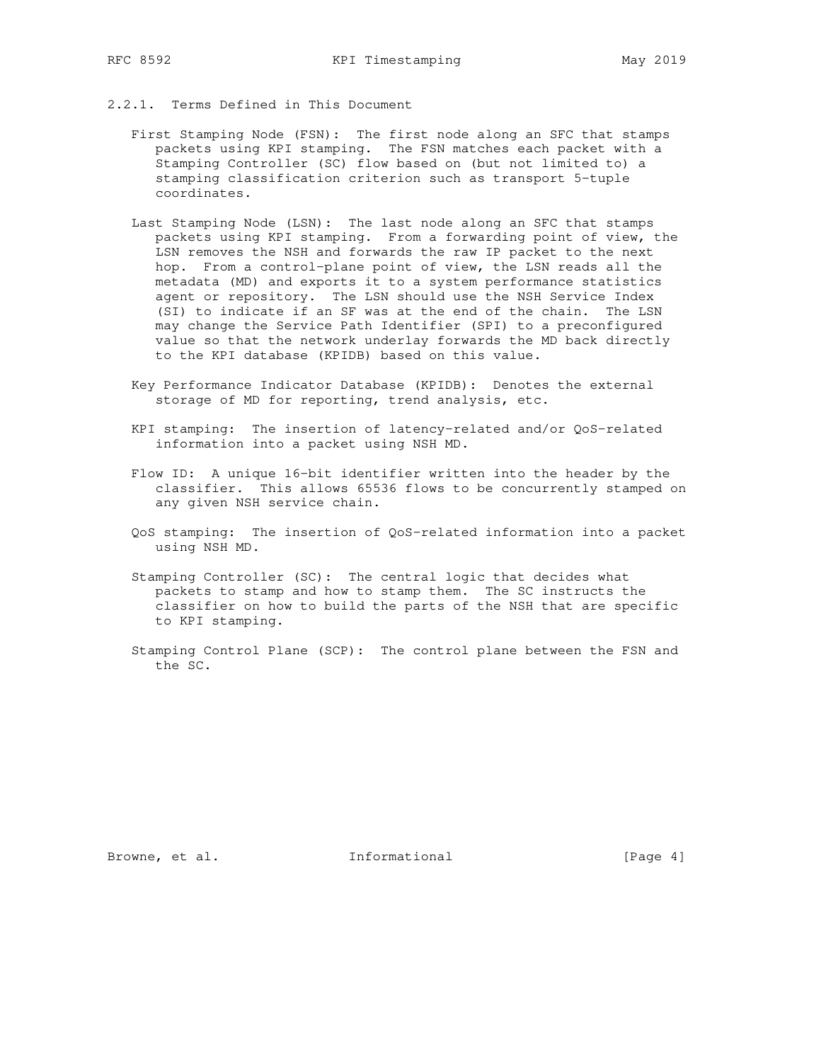### 2.2.1. Terms Defined in This Document

First Stamping Node (FSN): The first node along an SFC that stamps packets using KPI stamping. The FSN matches each packet with a Stamping Controller (SC) flow based on (but not limited to) a stamping classification criterion such as transport 5-tuple coordinates.

Last Stamping Node (LSN): The last node along an SFC that stamps packets using KPI stamping. From a forwarding point of view, the LSN removes the NSH and forwards the raw IP packet to the next hop. From a control-plane point of view, the LSN reads all the metadata (MD) and exports it to a system performance statistics agent or repository. The LSN should use the NSH Service Index (SI) to indicate if an SF was at the end of the chain. The LSN may change the Service Path Identifier (SPI) to a preconfigured value so that the network underlay forwards the MD back directly to the KPI database (KPIDB) based on this value.

Key Performance Indicator Database (KPIDB): Denotes the external storage of MD for reporting, trend analysis, etc.

KPI stamping: The insertion of latency-related and/or QoS-related information into a packet using NSH MD.

Flow ID: A unique 16-bit identifier written into the header by the classifier. This allows 65536 flows to be concurrently stamped on any given NSH service chain.

QoS stamping: The insertion of QoS-related information into a packet using NSH MD.

Stamping Controller (SC): The central logic that decides what packets to stamp and how to stamp them. The SC instructs the classifier on how to build the parts of the NSH that are specific to KPI stamping.

Stamping Control Plane (SCP): The control plane between the FSN and the SC.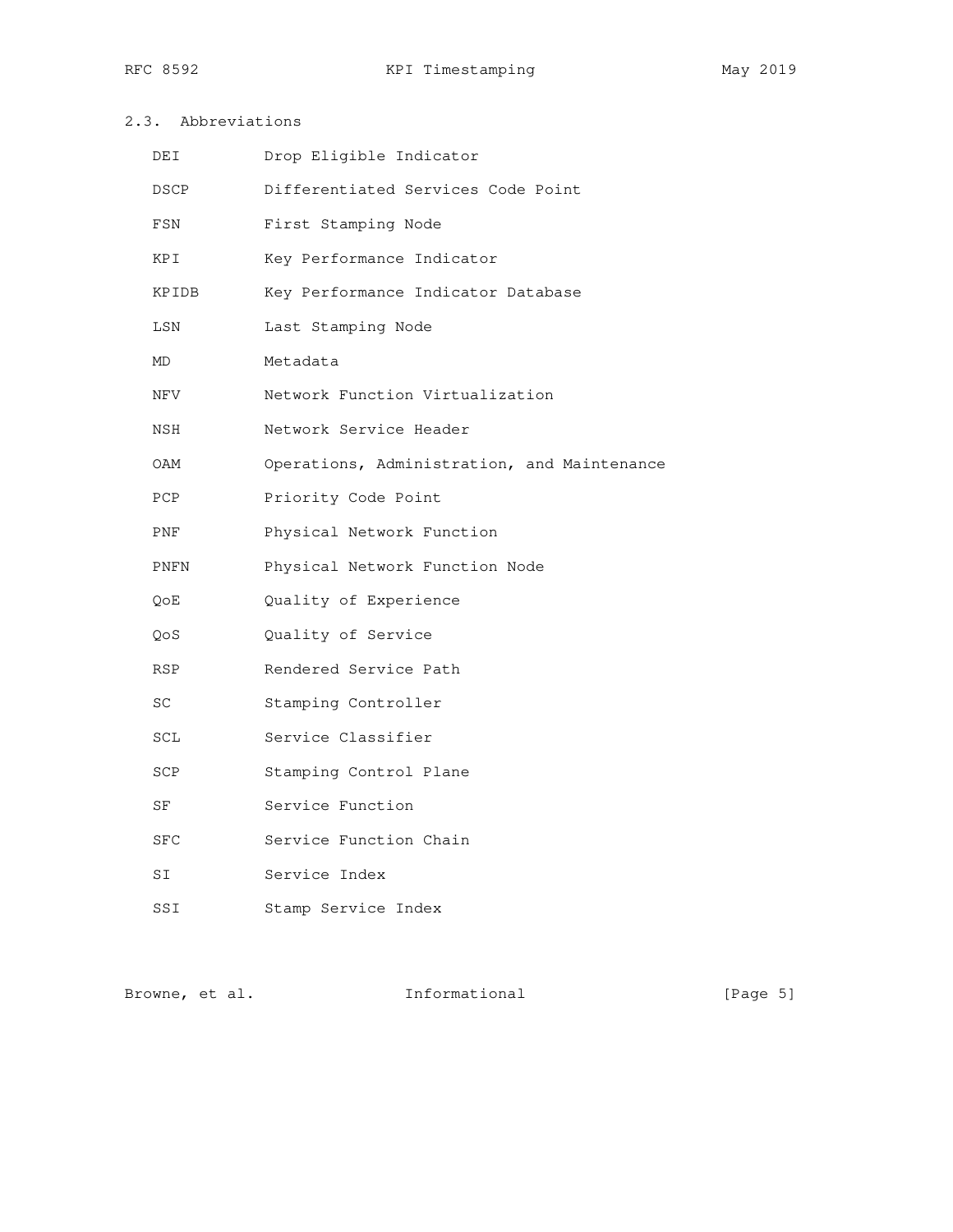### 2.3. Abbreviations

| | |
|---|---|
| DEI | Drop Eligible Indicator |
| DSCP | Differentiated Services Code Point |
| FSN | First Stamping Node |
| KPI | Key Performance Indicator |
| KPIDB | Key Performance Indicator Database |
| LSN | Last Stamping Node |
| MD | Metadata |
| NFV | Network Function Virtualization |
| NSH | Network Service Header |
| OAM | Operations, Administration, and Maintenance |
| PCP | Priority Code Point |
| PNF | Physical Network Function |
| PNFN | Physical Network Function Node |
| QoE | Quality of Experience |
| QoS | Quality of Service |
| RSP | Rendered Service Path |
| SC | Stamping Controller |
| SCL | Service Classifier |
| SCP | Stamping Control Plane |
| SF | Service Function |
| SFC | Service Function Chain |
| SI | Service Index |
| SSI | Stamp Service Index |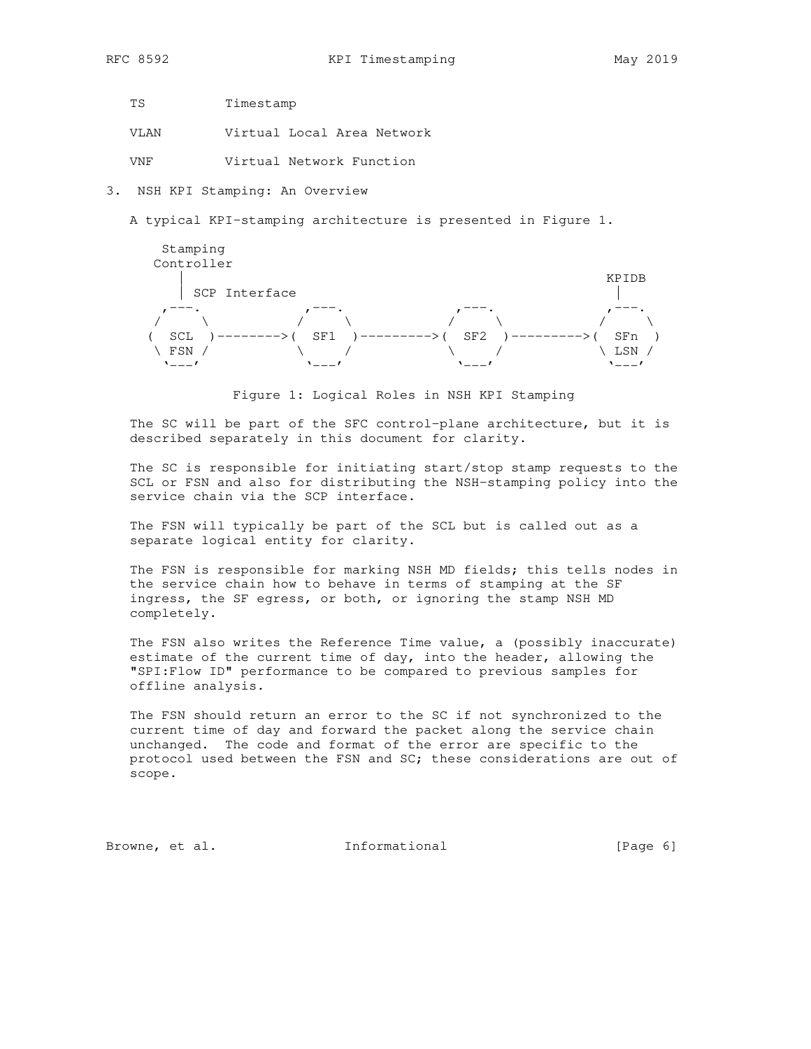TS          Timestamp

VLAN        Virtual Local Area Network

VNF         Virtual Network Function

## 3. NSH KPI Stamping: An Overview

A typical KPI-stamping architecture is presented in Figure 1.

```
     Stamping
    Controller
      |                                                        KPIDB
      | SCP Interface                                            |
    ,---.             ,---.             ,---.             ,---.
   /     \           /     \           /     \           /     \
  (  SCL  )-------->(  SF1  )--------->(  SF2  )--------->(  SFn  )
   \ FSN /           \     /           \     /           \ LSN /
    `---'             `---'             `---'             `---'
```

Figure 1: Logical Roles in NSH KPI Stamping

The SC will be part of the SFC control-plane architecture, but it is described separately in this document for clarity.

The SC is responsible for initiating start/stop stamp requests to the SCL or FSN and also for distributing the NSH-stamping policy into the service chain via the SCP interface.

The FSN will typically be part of the SCL but is called out as a separate logical entity for clarity.

The FSN is responsible for marking NSH MD fields; this tells nodes in the service chain how to behave in terms of stamping at the SF ingress, the SF egress, or both, or ignoring the stamp NSH MD completely.

The FSN also writes the Reference Time value, a (possibly inaccurate) estimate of the current time of day, into the header, allowing the "SPI:Flow ID" performance to be compared to previous samples for offline analysis.

The FSN should return an error to the SC if not synchronized to the current time of day and forward the packet along the service chain unchanged. The code and format of the error are specific to the protocol used between the FSN and SC; these considerations are out of scope.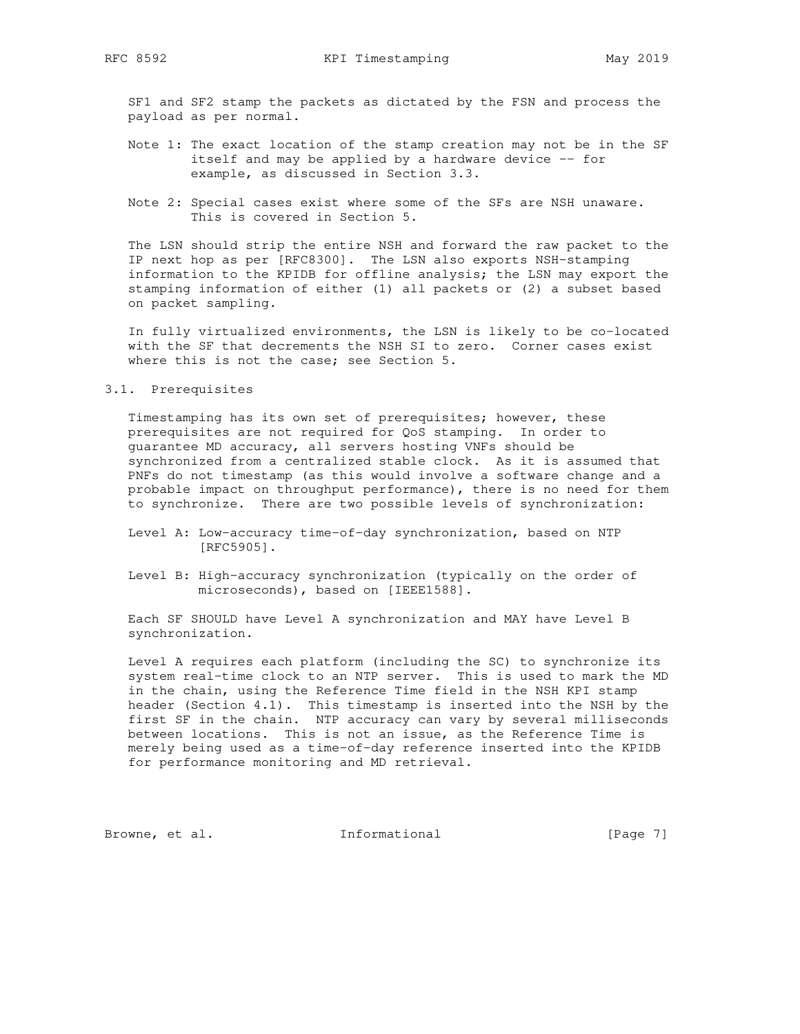SF1 and SF2 stamp the packets as dictated by the FSN and process the payload as per normal.

Note 1: The exact location of the stamp creation may not be in the SF itself and may be applied by a hardware device -- for example, as discussed in Section 3.3.

Note 2: Special cases exist where some of the SFs are NSH unaware. This is covered in Section 5.

The LSN should strip the entire NSH and forward the raw packet to the IP next hop as per [RFC8300]. The LSN also exports NSH-stamping information to the KPIDB for offline analysis; the LSN may export the stamping information of either (1) all packets or (2) a subset based on packet sampling.

In fully virtualized environments, the LSN is likely to be co-located with the SF that decrements the NSH SI to zero. Corner cases exist where this is not the case; see Section 5.

## 3.1. Prerequisites

Timestamping has its own set of prerequisites; however, these prerequisites are not required for QoS stamping. In order to guarantee MD accuracy, all servers hosting VNFs should be synchronized from a centralized stable clock. As it is assumed that PNFs do not timestamp (as this would involve a software change and a probable impact on throughput performance), there is no need for them to synchronize. There are two possible levels of synchronization:

Level A: Low-accuracy time-of-day synchronization, based on NTP [RFC5905].

Level B: High-accuracy synchronization (typically on the order of microseconds), based on [IEEE1588].

Each SF SHOULD have Level A synchronization and MAY have Level B synchronization.

Level A requires each platform (including the SC) to synchronize its system real-time clock to an NTP server. This is used to mark the MD in the chain, using the Reference Time field in the NSH KPI stamp header (Section 4.1). This timestamp is inserted into the NSH by the first SF in the chain. NTP accuracy can vary by several milliseconds between locations. This is not an issue, as the Reference Time is merely being used as a time-of-day reference inserted into the KPIDB for performance monitoring and MD retrieval.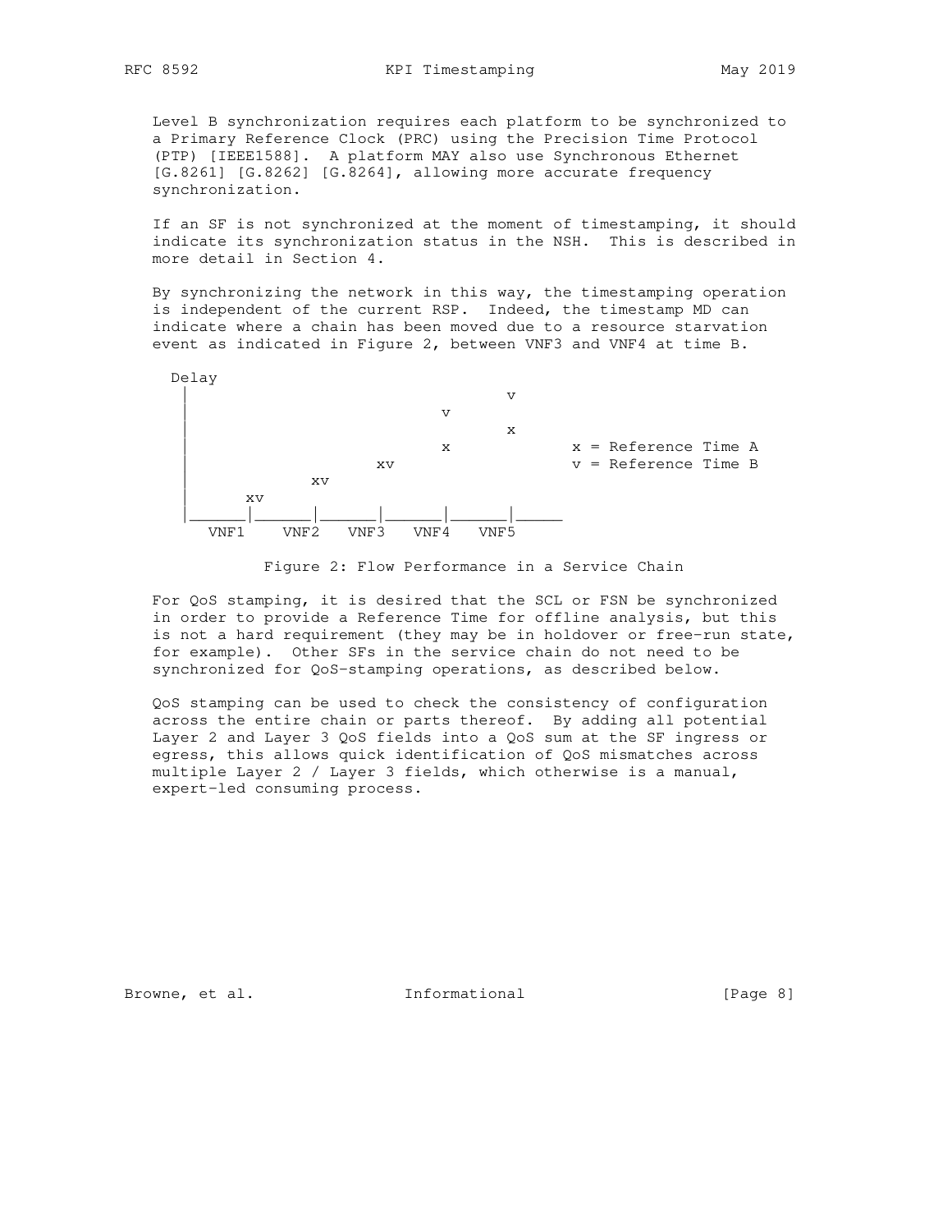Level B synchronization requires each platform to be synchronized to a Primary Reference Clock (PRC) using the Precision Time Protocol (PTP) [IEEE1588]. A platform MAY also use Synchronous Ethernet [G.8261] [G.8262] [G.8264], allowing more accurate frequency synchronization.

If an SF is not synchronized at the moment of timestamping, it should indicate its synchronization status in the NSH. This is described in more detail in Section 4.

By synchronizing the network in this way, the timestamping operation is independent of the current RSP. Indeed, the timestamp MD can indicate where a chain has been moved due to a resource starvation event as indicated in Figure 2, between VNF3 and VNF4 at time B.

Delay

x = Reference Time A

v = Reference Time B

VNF1 VNF2 VNF3 VNF4 VNF5

Figure 2: Flow Performance in a Service Chain

For QoS stamping, it is desired that the SCL or FSN be synchronized in order to provide a Reference Time for offline analysis, but this is not a hard requirement (they may be in holdover or free-run state, for example). Other SFs in the service chain do not need to be synchronized for QoS-stamping operations, as described below.

QoS stamping can be used to check the consistency of configuration across the entire chain or parts thereof. By adding all potential Layer 2 and Layer 3 QoS fields into a QoS sum at the SF ingress or egress, this allows quick identification of QoS mismatches across multiple Layer 2 / Layer 3 fields, which otherwise is a manual, expert-led consuming process.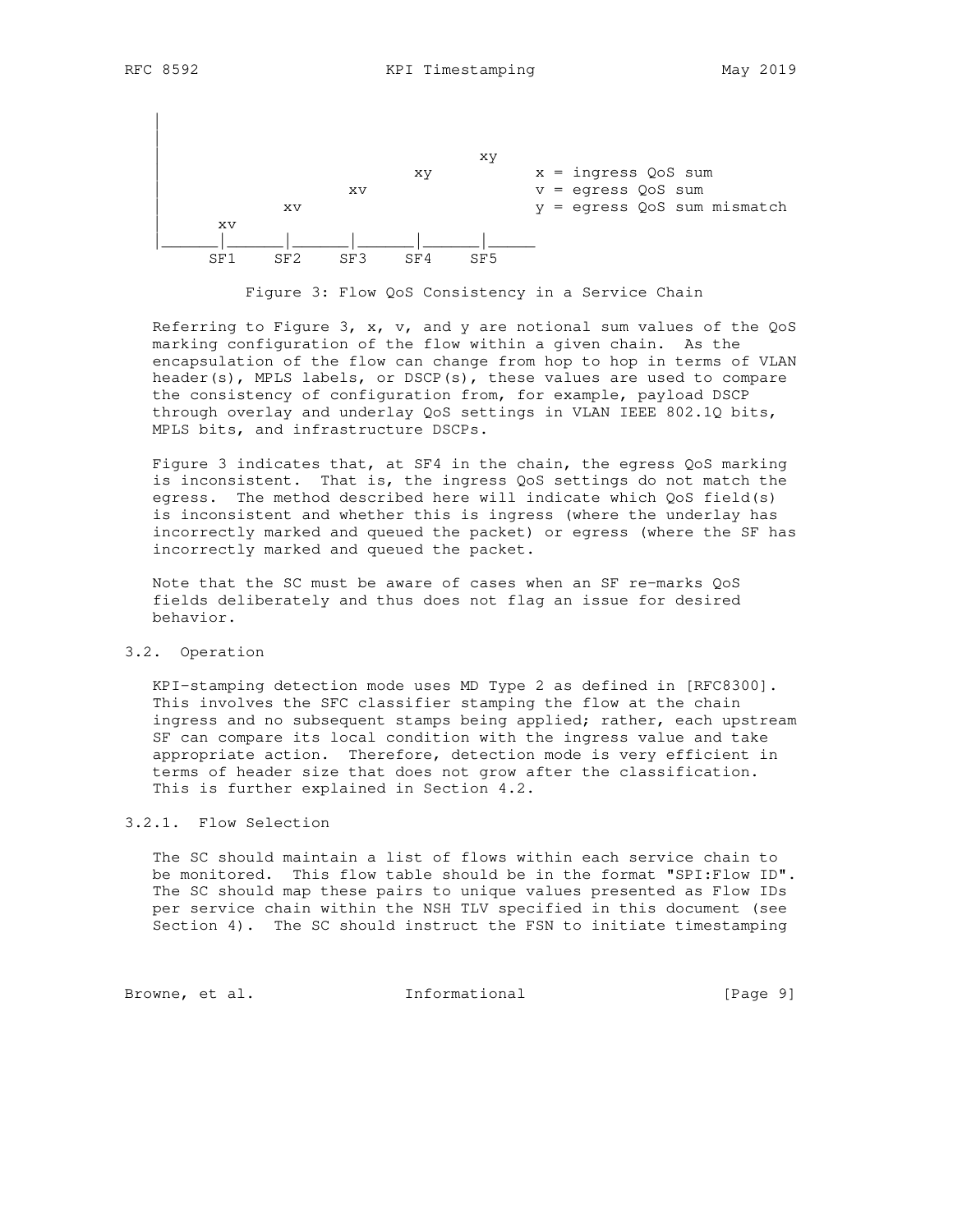```
       |
       |
       |
       |                                 xy
       |                          xy          x = ingress QoS sum
       |                   xv                 v = egress QoS sum
       |            xv                        y = egress QoS sum mismatch
       |     xv
       |______|______|______|______|______|_____
             SF1    SF2    SF3    SF4    SF5
```

Figure 3: Flow QoS Consistency in a Service Chain

Referring to Figure 3, x, v, and y are notional sum values of the QoS marking configuration of the flow within a given chain. As the encapsulation of the flow can change from hop to hop in terms of VLAN header(s), MPLS labels, or DSCP(s), these values are used to compare the consistency of configuration from, for example, payload DSCP through overlay and underlay QoS settings in VLAN IEEE 802.1Q bits, MPLS bits, and infrastructure DSCPs.

Figure 3 indicates that, at SF4 in the chain, the egress QoS marking is inconsistent. That is, the ingress QoS settings do not match the egress. The method described here will indicate which QoS field(s) is inconsistent and whether this is ingress (where the underlay has incorrectly marked and queued the packet) or egress (where the SF has incorrectly marked and queued the packet.

Note that the SC must be aware of cases when an SF re-marks QoS fields deliberately and thus does not flag an issue for desired behavior.

## 3.2. Operation

KPI-stamping detection mode uses MD Type 2 as defined in [RFC8300]. This involves the SFC classifier stamping the flow at the chain ingress and no subsequent stamps being applied; rather, each upstream SF can compare its local condition with the ingress value and take appropriate action. Therefore, detection mode is very efficient in terms of header size that does not grow after the classification. This is further explained in Section 4.2.

### 3.2.1. Flow Selection

The SC should maintain a list of flows within each service chain to be monitored. This flow table should be in the format "SPI:Flow ID". The SC should map these pairs to unique values presented as Flow IDs per service chain within the NSH TLV specified in this document (see Section 4). The SC should instruct the FSN to initiate timestamping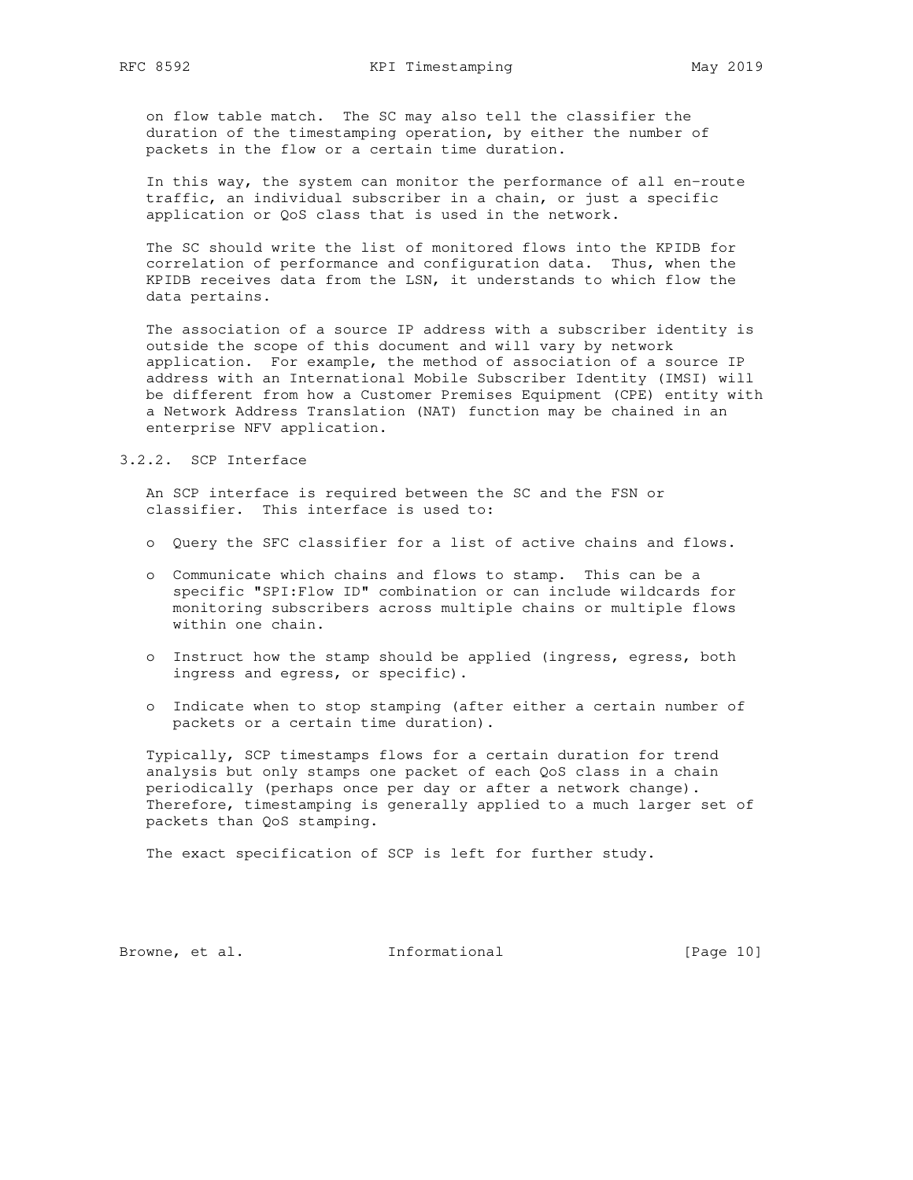on flow table match. The SC may also tell the classifier the duration of the timestamping operation, by either the number of packets in the flow or a certain time duration.

In this way, the system can monitor the performance of all en-route traffic, an individual subscriber in a chain, or just a specific application or QoS class that is used in the network.

The SC should write the list of monitored flows into the KPIDB for correlation of performance and configuration data. Thus, when the KPIDB receives data from the LSN, it understands to which flow the data pertains.

The association of a source IP address with a subscriber identity is outside the scope of this document and will vary by network application. For example, the method of association of a source IP address with an International Mobile Subscriber Identity (IMSI) will be different from how a Customer Premises Equipment (CPE) entity with a Network Address Translation (NAT) function may be chained in an enterprise NFV application.

### 3.2.2. SCP Interface

An SCP interface is required between the SC and the FSN or classifier. This interface is used to:

- Query the SFC classifier for a list of active chains and flows.
- Communicate which chains and flows to stamp. This can be a specific "SPI:Flow ID" combination or can include wildcards for monitoring subscribers across multiple chains or multiple flows within one chain.
- Instruct how the stamp should be applied (ingress, egress, both ingress and egress, or specific).
- Indicate when to stop stamping (after either a certain number of packets or a certain time duration).

Typically, SCP timestamps flows for a certain duration for trend analysis but only stamps one packet of each QoS class in a chain periodically (perhaps once per day or after a network change). Therefore, timestamping is generally applied to a much larger set of packets than QoS stamping.

The exact specification of SCP is left for further study.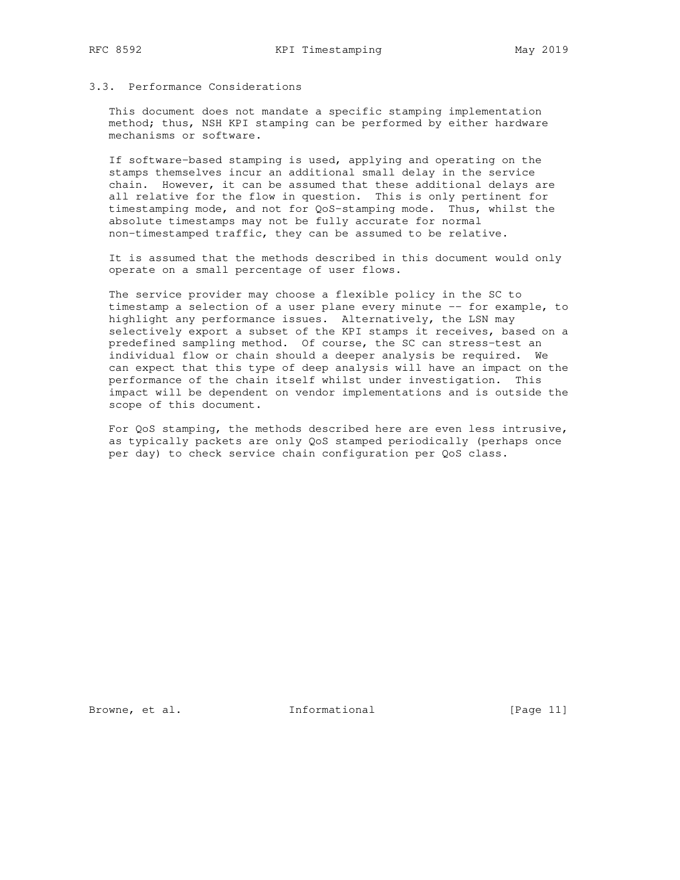### 3.3. Performance Considerations

This document does not mandate a specific stamping implementation method; thus, NSH KPI stamping can be performed by either hardware mechanisms or software.

If software-based stamping is used, applying and operating on the stamps themselves incur an additional small delay in the service chain. However, it can be assumed that these additional delays are all relative for the flow in question. This is only pertinent for timestamping mode, and not for QoS-stamping mode. Thus, whilst the absolute timestamps may not be fully accurate for normal non-timestamped traffic, they can be assumed to be relative.

It is assumed that the methods described in this document would only operate on a small percentage of user flows.

The service provider may choose a flexible policy in the SC to timestamp a selection of a user plane every minute -- for example, to highlight any performance issues. Alternatively, the LSN may selectively export a subset of the KPI stamps it receives, based on a predefined sampling method. Of course, the SC can stress-test an individual flow or chain should a deeper analysis be required. We can expect that this type of deep analysis will have an impact on the performance of the chain itself whilst under investigation. This impact will be dependent on vendor implementations and is outside the scope of this document.

For QoS stamping, the methods described here are even less intrusive, as typically packets are only QoS stamped periodically (perhaps once per day) to check service chain configuration per QoS class.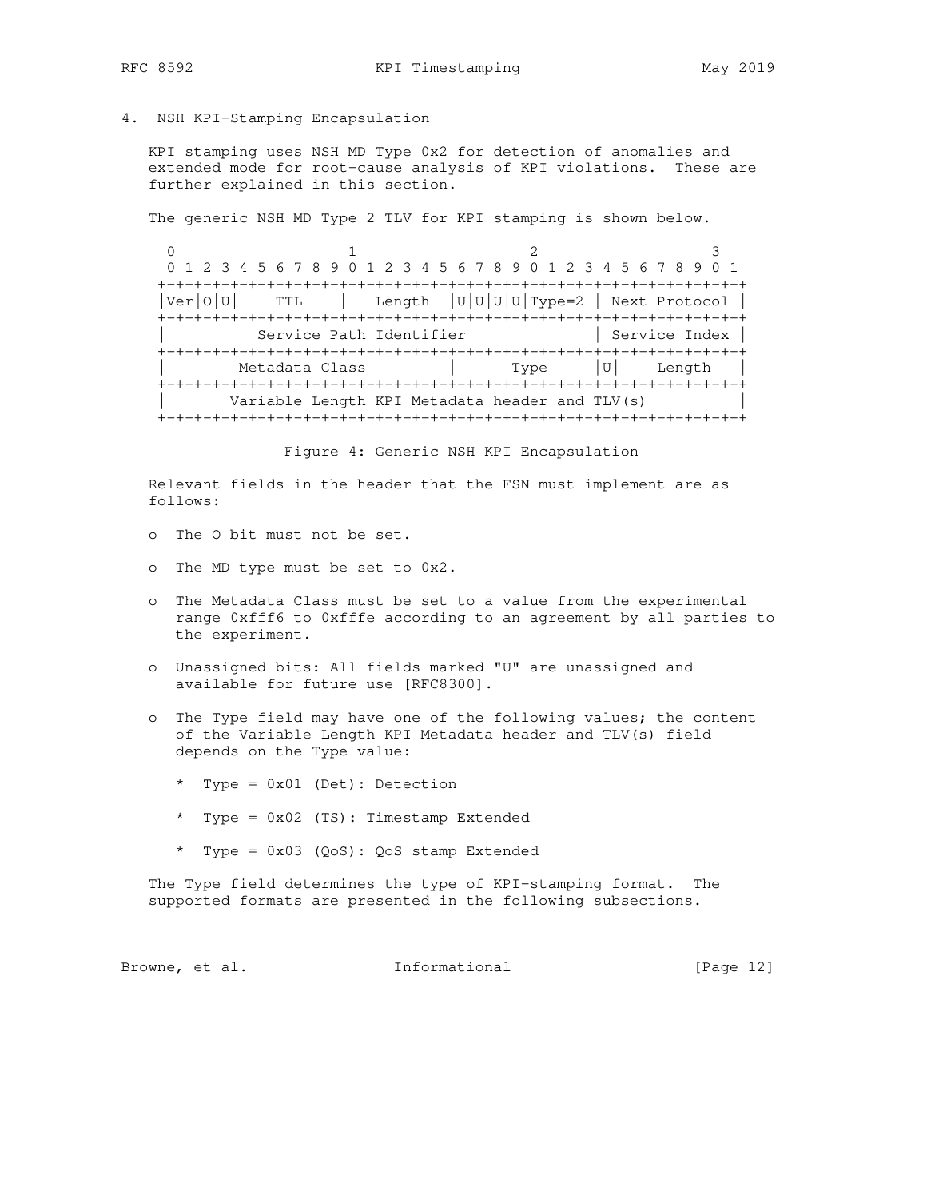## 4. NSH KPI-Stamping Encapsulation

KPI stamping uses NSH MD Type 0x2 for detection of anomalies and extended mode for root-cause analysis of KPI violations. These are further explained in this section.

The generic NSH MD Type 2 TLV for KPI stamping is shown below.

```
 0                   1                   2                   3
 0 1 2 3 4 5 6 7 8 9 0 1 2 3 4 5 6 7 8 9 0 1 2 3 4 5 6 7 8 9 0 1
+-+-+-+-+-+-+-+-+-+-+-+-+-+-+-+-+-+-+-+-+-+-+-+-+-+-+-+-+-+-+-+-+
|Ver|O|U|    TTL    |   Length  |U|U|U|U|Type=2 | Next Protocol |
+-+-+-+-+-+-+-+-+-+-+-+-+-+-+-+-+-+-+-+-+-+-+-+-+-+-+-+-+-+-+-+-+
|          Service Path Identifier              | Service Index |
+-+-+-+-+-+-+-+-+-+-+-+-+-+-+-+-+-+-+-+-+-+-+-+-+-+-+-+-+-+-+-+-+
|        Metadata Class         |      Type     |U|    Length   |
+-+-+-+-+-+-+-+-+-+-+-+-+-+-+-+-+-+-+-+-+-+-+-+-+-+-+-+-+-+-+-+-+
|       Variable Length KPI Metadata header and TLV(s)          |
+-+-+-+-+-+-+-+-+-+-+-+-+-+-+-+-+-+-+-+-+-+-+-+-+-+-+-+-+-+-+-+-+
```

Figure 4: Generic NSH KPI Encapsulation

Relevant fields in the header that the FSN must implement are as follows:

- The O bit must not be set.
- The MD type must be set to 0x2.
- The Metadata Class must be set to a value from the experimental range 0xfff6 to 0xfffe according to an agreement by all parties to the experiment.
- Unassigned bits: All fields marked "U" are unassigned and available for future use [RFC8300].
- The Type field may have one of the following values; the content of the Variable Length KPI Metadata header and TLV(s) field depends on the Type value:
  - Type = 0x01 (Det): Detection
  - Type = 0x02 (TS): Timestamp Extended
  - Type = 0x03 (QoS): QoS stamp Extended

The Type field determines the type of KPI-stamping format. The supported formats are presented in the following subsections.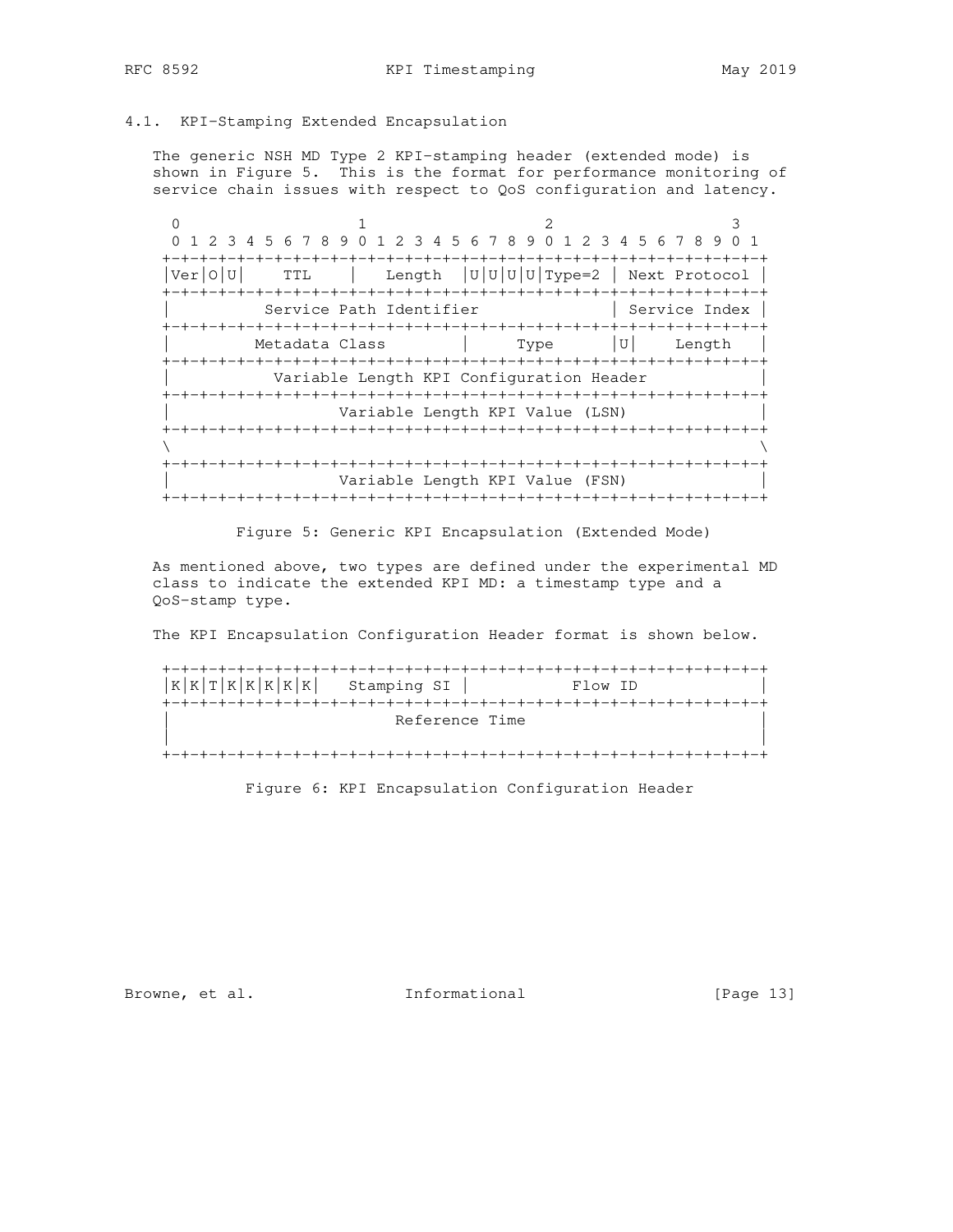### 4.1. KPI-Stamping Extended Encapsulation

The generic NSH MD Type 2 KPI-stamping header (extended mode) is shown in Figure 5. This is the format for performance monitoring of service chain issues with respect to QoS configuration and latency.

```
 0                   1                   2                   3
 0 1 2 3 4 5 6 7 8 9 0 1 2 3 4 5 6 7 8 9 0 1 2 3 4 5 6 7 8 9 0 1
+-+-+-+-+-+-+-+-+-+-+-+-+-+-+-+-+-+-+-+-+-+-+-+-+-+-+-+-+-+-+-+-+
|Ver|O|U|    TTL    |   Length  |U|U|U|U|Type=2 | Next Protocol |
+-+-+-+-+-+-+-+-+-+-+-+-+-+-+-+-+-+-+-+-+-+-+-+-+-+-+-+-+-+-+-+-+
|          Service Path Identifier              | Service Index |
+-+-+-+-+-+-+-+-+-+-+-+-+-+-+-+-+-+-+-+-+-+-+-+-+-+-+-+-+-+-+-+-+
|         Metadata Class        |      Type     |U|    Length   |
+-+-+-+-+-+-+-+-+-+-+-+-+-+-+-+-+-+-+-+-+-+-+-+-+-+-+-+-+-+-+-+-+
|           Variable Length KPI Configuration Header            |
+-+-+-+-+-+-+-+-+-+-+-+-+-+-+-+-+-+-+-+-+-+-+-+-+-+-+-+-+-+-+-+-+
|                  Variable Length KPI Value (LSN)              |
+-+-+-+-+-+-+-+-+-+-+-+-+-+-+-+-+-+-+-+-+-+-+-+-+-+-+-+-+-+-+-+-+
\                                                               \
+-+-+-+-+-+-+-+-+-+-+-+-+-+-+-+-+-+-+-+-+-+-+-+-+-+-+-+-+-+-+-+-+
|                  Variable Length KPI Value (FSN)              |
+-+-+-+-+-+-+-+-+-+-+-+-+-+-+-+-+-+-+-+-+-+-+-+-+-+-+-+-+-+-+-+-+
```

Figure 5: Generic KPI Encapsulation (Extended Mode)

As mentioned above, two types are defined under the experimental MD class to indicate the extended KPI MD: a timestamp type and a QoS-stamp type.

The KPI Encapsulation Configuration Header format is shown below.

```
+-+-+-+-+-+-+-+-+-+-+-+-+-+-+-+-+-+-+-+-+-+-+-+-+-+-+-+-+-+-+-+-+
|K|K|T|K|K|K|K|K|  Stamping SI  |           Flow ID             |
+-+-+-+-+-+-+-+-+-+-+-+-+-+-+-+-+-+-+-+-+-+-+-+-+-+-+-+-+-+-+-+-+
|                        Reference Time                         |
|                                                               |
+-+-+-+-+-+-+-+-+-+-+-+-+-+-+-+-+-+-+-+-+-+-+-+-+-+-+-+-+-+-+-+-+
```

Figure 6: KPI Encapsulation Configuration Header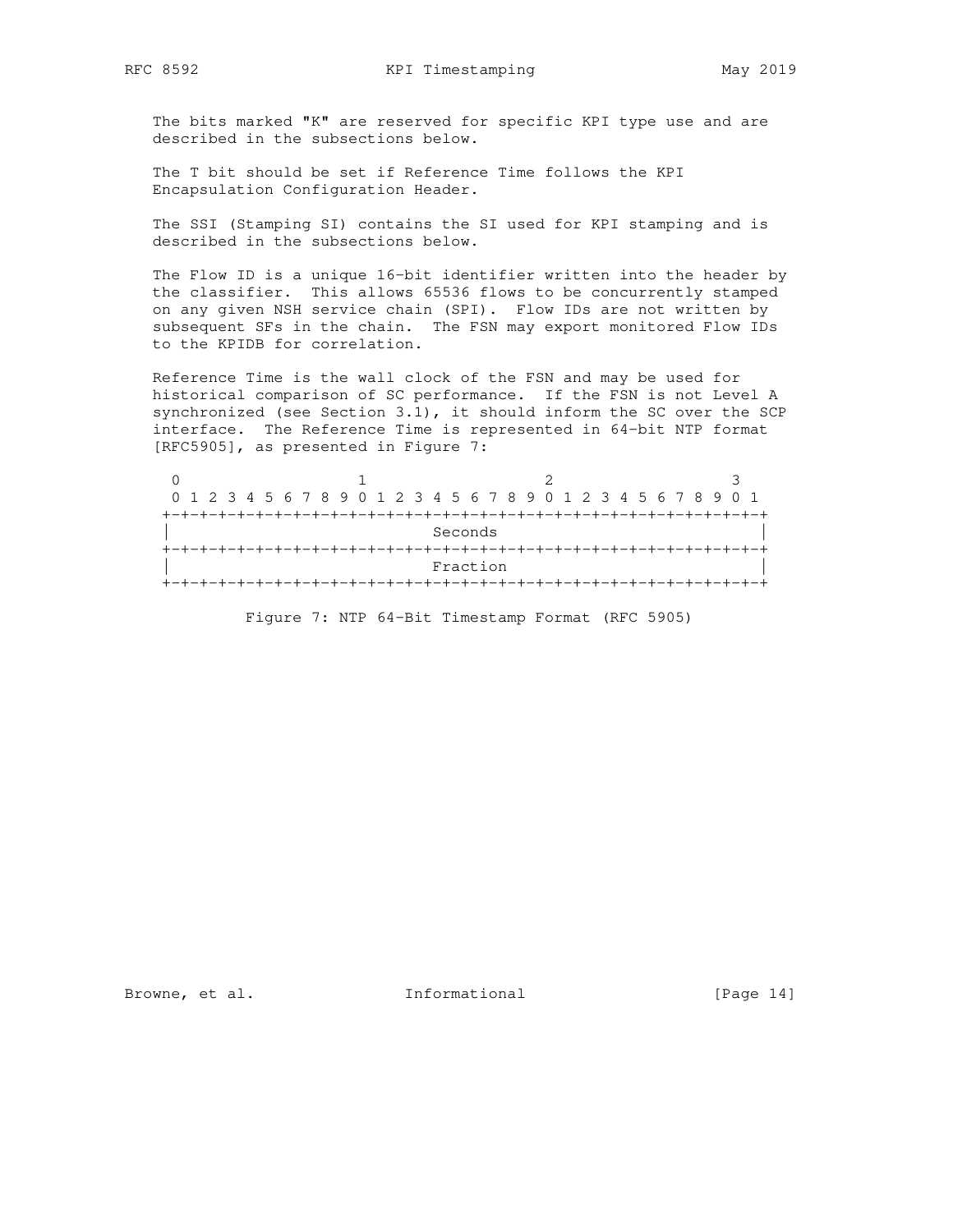The bits marked "K" are reserved for specific KPI type use and are described in the subsections below.

The T bit should be set if Reference Time follows the KPI Encapsulation Configuration Header.

The SSI (Stamping SI) contains the SI used for KPI stamping and is described in the subsections below.

The Flow ID is a unique 16-bit identifier written into the header by the classifier. This allows 65536 flows to be concurrently stamped on any given NSH service chain (SPI). Flow IDs are not written by subsequent SFs in the chain. The FSN may export monitored Flow IDs to the KPIDB for correlation.

Reference Time is the wall clock of the FSN and may be used for historical comparison of SC performance. If the FSN is not Level A synchronized (see Section 3.1), it should inform the SC over the SCP interface. The Reference Time is represented in 64-bit NTP format [RFC5905], as presented in Figure 7:

```
 0                   1                   2                   3
 0 1 2 3 4 5 6 7 8 9 0 1 2 3 4 5 6 7 8 9 0 1 2 3 4 5 6 7 8 9 0 1
+-+-+-+-+-+-+-+-+-+-+-+-+-+-+-+-+-+-+-+-+-+-+-+-+-+-+-+-+-+-+-+-+
|                            Seconds                            |
+-+-+-+-+-+-+-+-+-+-+-+-+-+-+-+-+-+-+-+-+-+-+-+-+-+-+-+-+-+-+-+-+
|                            Fraction                           |
+-+-+-+-+-+-+-+-+-+-+-+-+-+-+-+-+-+-+-+-+-+-+-+-+-+-+-+-+-+-+-+-+
```

Figure 7: NTP 64-Bit Timestamp Format (RFC 5905)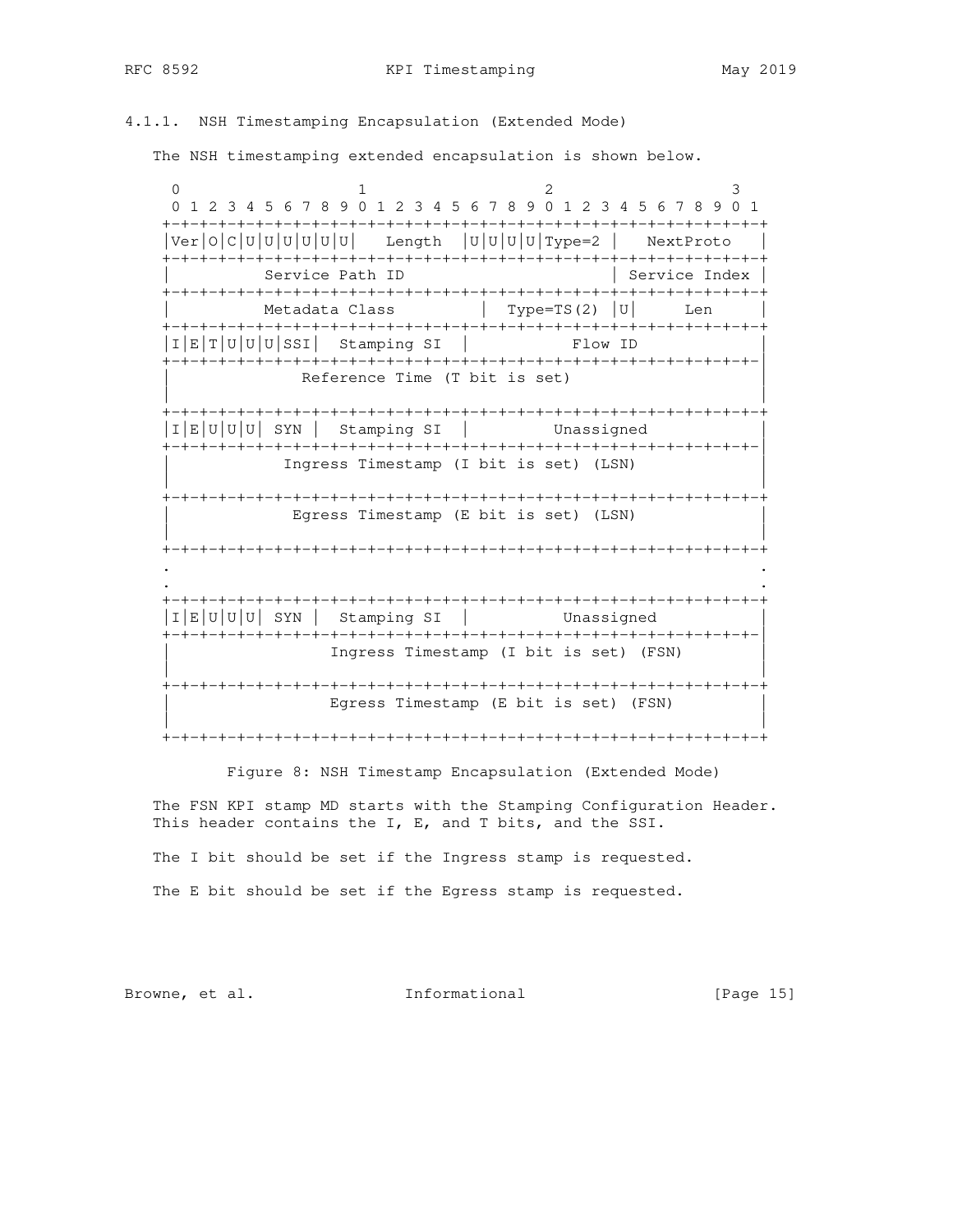#### 4.1.1. NSH Timestamping Encapsulation (Extended Mode)

The NSH timestamping extended encapsulation is shown below.

```
 0                   1                   2                   3
 0 1 2 3 4 5 6 7 8 9 0 1 2 3 4 5 6 7 8 9 0 1 2 3 4 5 6 7 8 9 0 1
+-+-+-+-+-+-+-+-+-+-+-+-+-+-+-+-+-+-+-+-+-+-+-+-+-+-+-+-+-+-+-+-+
|Ver|O|C|U|U|U|U|U|U|   Length  |U|U|U|U|Type=2 |   NextProto   |
+-+-+-+-+-+-+-+-+-+-+-+-+-+-+-+-+-+-+-+-+-+-+-+-+-+-+-+-+-+-+-+-+
|          Service Path ID                      | Service Index |
+-+-+-+-+-+-+-+-+-+-+-+-+-+-+-+-+-+-+-+-+-+-+-+-+-+-+-+-+-+-+-+-+
|          Metadata Class       |  Type=TS(2)  |U|     Len      |
+-+-+-+-+-+-+-+-+-+-+-+-+-+-+-+-+-+-+-+-+-+-+-+-+-+-+-+-+-+-+-+-+
|I|E|T|U|U|U|SSI|  Stamping SI  |           Flow ID             |
+-+-+-+-+-+-+-+-+-+-+-+-+-+-+-+-+-+-+-+-+-+-+-+-+-+-+-+-+-+-+-+-|
|              Reference Time (T bit is set)                    |
|                                                               |
+-+-+-+-+-+-+-+-+-+-+-+-+-+-+-+-+-+-+-+-+-+-+-+-+-+-+-+-+-+-+-+-+
|I|E|U|U|U| SYN |  Stamping SI  |         Unassigned            |
+-+-+-+-+-+-+-+-+-+-+-+-+-+-+-+-+-+-+-+-+-+-+-+-+-+-+-+-+-+-+-+-|
|            Ingress Timestamp (I bit is set) (LSN)             |
|                                                               |
+-+-+-+-+-+-+-+-+-+-+-+-+-+-+-+-+-+-+-+-+-+-+-+-+-+-+-+-+-+-+-+-+
|             Egress Timestamp (E bit is set) (LSN)             |
|                                                               |
+-+-+-+-+-+-+-+-+-+-+-+-+-+-+-+-+-+-+-+-+-+-+-+-+-+-+-+-+-+-+-+-+
.                                                               .
.                                                               .
+-+-+-+-+-+-+-+-+-+-+-+-+-+-+-+-+-+-+-+-+-+-+-+-+-+-+-+-+-+-+-+-+
|I|E|U|U|U| SYN |  Stamping SI  |          Unassigned           |
+-+-+-+-+-+-+-+-+-+-+-+-+-+-+-+-+-+-+-+-+-+-+-+-+-+-+-+-+-+-+-+-|
|                 Ingress Timestamp (I bit is set) (FSN)        |
|                                                               |
+-+-+-+-+-+-+-+-+-+-+-+-+-+-+-+-+-+-+-+-+-+-+-+-+-+-+-+-+-+-+-+-+
|                 Egress Timestamp (E bit is set) (FSN)         |
|                                                               |
+-+-+-+-+-+-+-+-+-+-+-+-+-+-+-+-+-+-+-+-+-+-+-+-+-+-+-+-+-+-+-+-+
```

Figure 8: NSH Timestamp Encapsulation (Extended Mode)

The FSN KPI stamp MD starts with the Stamping Configuration Header. This header contains the I, E, and T bits, and the SSI.

The I bit should be set if the Ingress stamp is requested.

The E bit should be set if the Egress stamp is requested.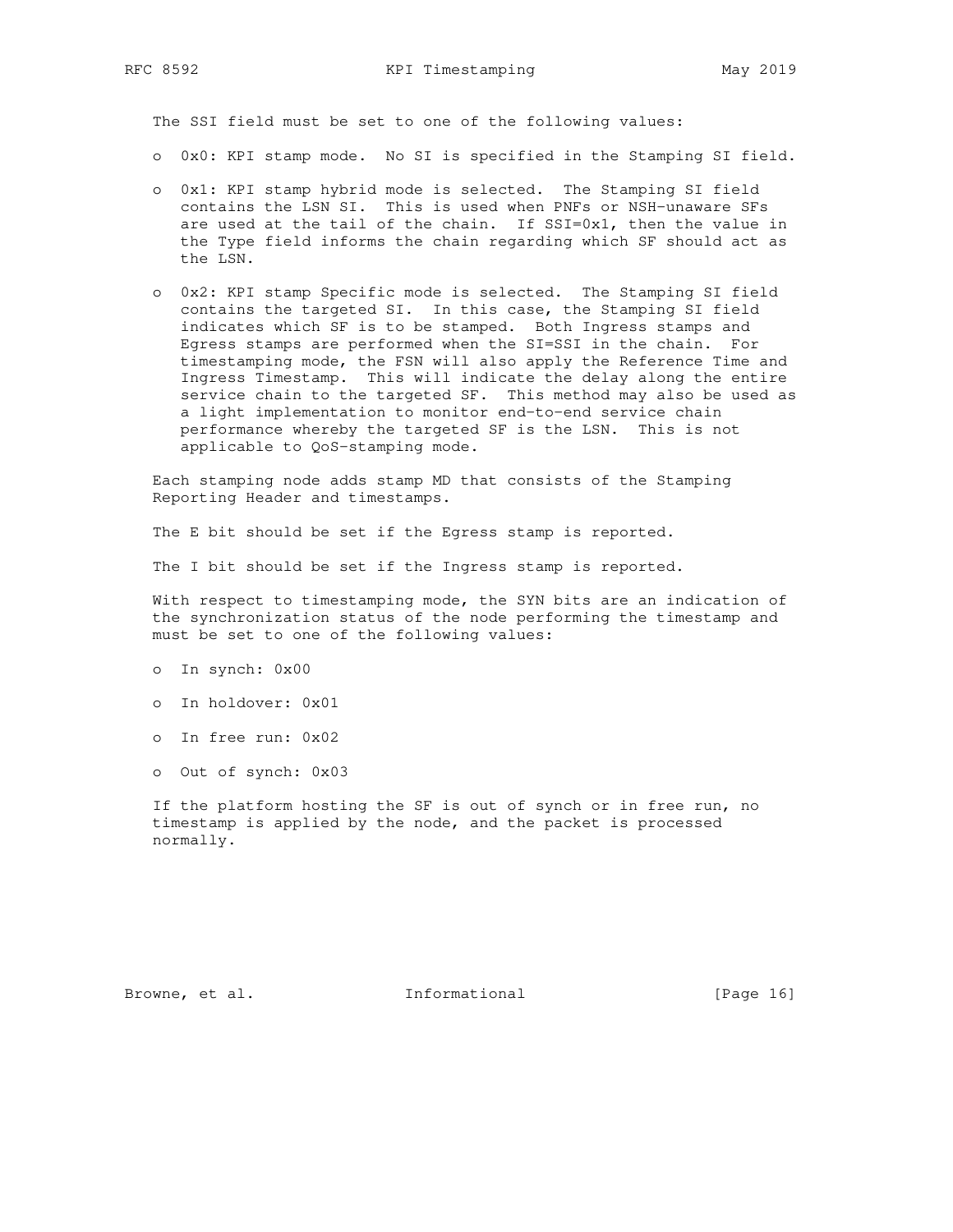The SSI field must be set to one of the following values:

- 0x0: KPI stamp mode. No SI is specified in the Stamping SI field.
- 0x1: KPI stamp hybrid mode is selected. The Stamping SI field contains the LSN SI. This is used when PNFs or NSH-unaware SFs are used at the tail of the chain. If SSI=0x1, then the value in the Type field informs the chain regarding which SF should act as the LSN.
- 0x2: KPI stamp Specific mode is selected. The Stamping SI field contains the targeted SI. In this case, the Stamping SI field indicates which SF is to be stamped. Both Ingress stamps and Egress stamps are performed when the SI=SSI in the chain. For timestamping mode, the FSN will also apply the Reference Time and Ingress Timestamp. This will indicate the delay along the entire service chain to the targeted SF. This method may also be used as a light implementation to monitor end-to-end service chain performance whereby the targeted SF is the LSN. This is not applicable to QoS-stamping mode.

Each stamping node adds stamp MD that consists of the Stamping Reporting Header and timestamps.

The E bit should be set if the Egress stamp is reported.

The I bit should be set if the Ingress stamp is reported.

With respect to timestamping mode, the SYN bits are an indication of the synchronization status of the node performing the timestamp and must be set to one of the following values:

- In synch: 0x00
- In holdover: 0x01
- In free run: 0x02
- Out of synch: 0x03

If the platform hosting the SF is out of synch or in free run, no timestamp is applied by the node, and the packet is processed normally.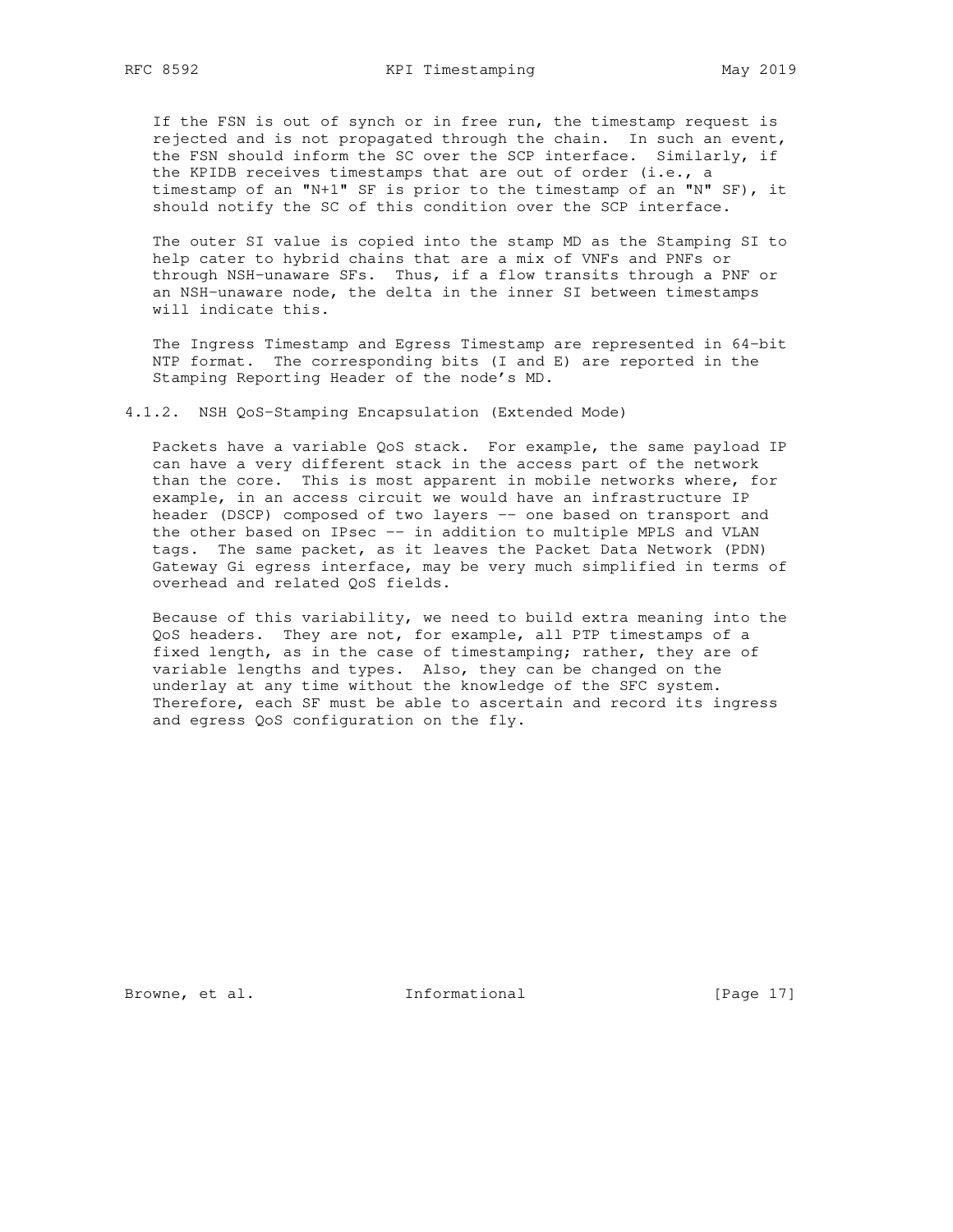If the FSN is out of synch or in free run, the timestamp request is rejected and is not propagated through the chain. In such an event, the FSN should inform the SC over the SCP interface. Similarly, if the KPIDB receives timestamps that are out of order (i.e., a timestamp of an "N+1" SF is prior to the timestamp of an "N" SF), it should notify the SC of this condition over the SCP interface.

The outer SI value is copied into the stamp MD as the Stamping SI to help cater to hybrid chains that are a mix of VNFs and PNFs or through NSH-unaware SFs. Thus, if a flow transits through a PNF or an NSH-unaware node, the delta in the inner SI between timestamps will indicate this.

The Ingress Timestamp and Egress Timestamp are represented in 64-bit NTP format. The corresponding bits (I and E) are reported in the Stamping Reporting Header of the node's MD.

#### 4.1.2. NSH QoS-Stamping Encapsulation (Extended Mode)

Packets have a variable QoS stack. For example, the same payload IP can have a very different stack in the access part of the network than the core. This is most apparent in mobile networks where, for example, in an access circuit we would have an infrastructure IP header (DSCP) composed of two layers -- one based on transport and the other based on IPsec -- in addition to multiple MPLS and VLAN tags. The same packet, as it leaves the Packet Data Network (PDN) Gateway Gi egress interface, may be very much simplified in terms of overhead and related QoS fields.

Because of this variability, we need to build extra meaning into the QoS headers. They are not, for example, all PTP timestamps of a fixed length, as in the case of timestamping; rather, they are of variable lengths and types. Also, they can be changed on the underlay at any time without the knowledge of the SFC system. Therefore, each SF must be able to ascertain and record its ingress and egress QoS configuration on the fly.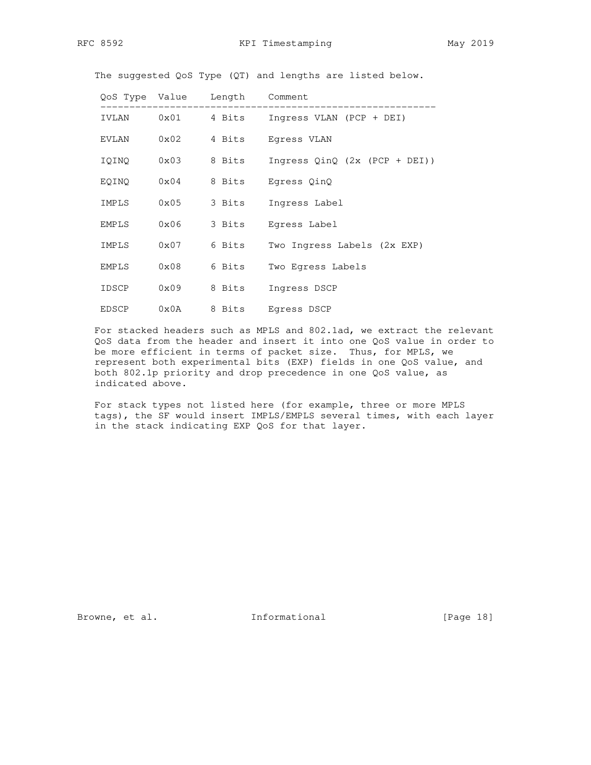The suggested QoS Type (QT) and lengths are listed below.

| QoS Type | Value | Length | Comment |
| --- | --- | --- | --- |
| IVLAN | 0x01 | 4 Bits | Ingress VLAN (PCP + DEI) |
| EVLAN | 0x02 | 4 Bits | Egress VLAN |
| IQINQ | 0x03 | 8 Bits | Ingress QinQ (2x (PCP + DEI)) |
| EQINQ | 0x04 | 8 Bits | Egress QinQ |
| IMPLS | 0x05 | 3 Bits | Ingress Label |
| EMPLS | 0x06 | 3 Bits | Egress Label |
| IMPLS | 0x07 | 6 Bits | Two Ingress Labels (2x EXP) |
| EMPLS | 0x08 | 6 Bits | Two Egress Labels |
| IDSCP | 0x09 | 8 Bits | Ingress DSCP |
| EDSCP | 0x0A | 8 Bits | Egress DSCP |

For stacked headers such as MPLS and 802.1ad, we extract the relevant QoS data from the header and insert it into one QoS value in order to be more efficient in terms of packet size. Thus, for MPLS, we represent both experimental bits (EXP) fields in one QoS value, and both 802.1p priority and drop precedence in one QoS value, as indicated above.

For stack types not listed here (for example, three or more MPLS tags), the SF would insert IMPLS/EMPLS several times, with each layer in the stack indicating EXP QoS for that layer.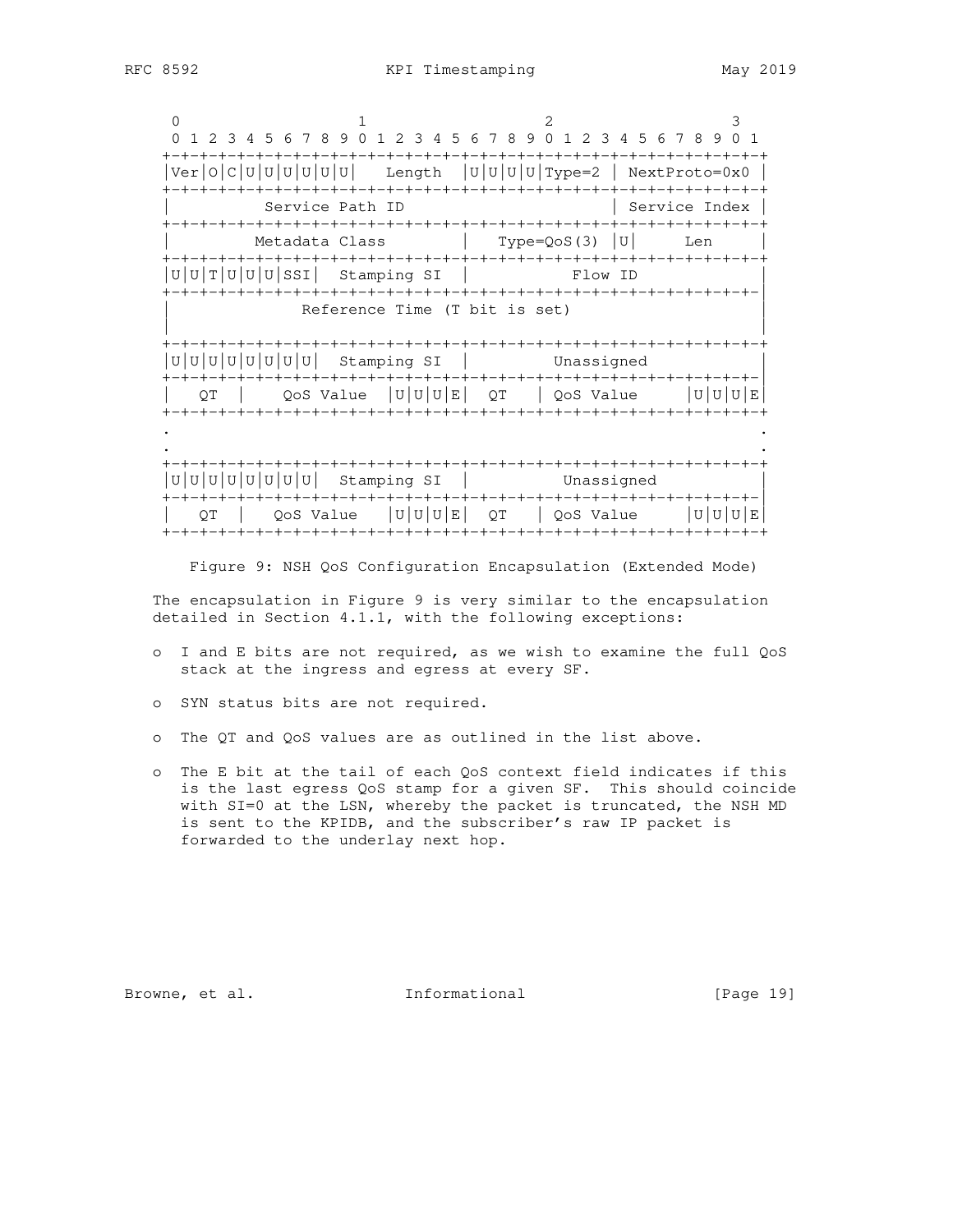```
     0                   1                   2                   3
     0 1 2 3 4 5 6 7 8 9 0 1 2 3 4 5 6 7 8 9 0 1 2 3 4 5 6 7 8 9 0 1
    +-+-+-+-+-+-+-+-+-+-+-+-+-+-+-+-+-+-+-+-+-+-+-+-+-+-+-+-+-+-+-+-+
    |Ver|O|C|U|U|U|U|U|U|   Length  |U|U|U|U|Type=2 | NextProto=0x0 |
    +-+-+-+-+-+-+-+-+-+-+-+-+-+-+-+-+-+-+-+-+-+-+-+-+-+-+-+-+-+-+-+-+
    |          Service Path ID                      | Service Index |
    +-+-+-+-+-+-+-+-+-+-+-+-+-+-+-+-+-+-+-+-+-+-+-+-+-+-+-+-+-+-+-+-+
    |         Metadata Class        |  Type=QoS(3)  |U|     Len     |
    +-+-+-+-+-+-+-+-+-+-+-+-+-+-+-+-+-+-+-+-+-+-+-+-+-+-+-+-+-+-+-+-+
    |U|U|T|U|U|U|SSI|  Stamping SI  |           Flow ID             |
    +-+-+-+-+-+-+-+-+-+-+-+-+-+-+-+-+-+-+-+-+-+-+-+-+-+-+-+-+-+-+-+-|
    |              Reference Time (T bit is set)                    |
    |                                                               |
    +-+-+-+-+-+-+-+-+-+-+-+-+-+-+-+-+-+-+-+-+-+-+-+-+-+-+-+-+-+-+-+-+
    |U|U|U|U|U|U|U|U|  Stamping SI  |          Unassigned           |
    +-+-+-+-+-+-+-+-+-+-+-+-+-+-+-+-+-+-+-+-+-+-+-+-+-+-+-+-+-+-+-+-|
    |  QT   |    QoS Value  |U|U|U|E|  QT   | QoS Value     |U|U|U|E|
    +-+-+-+-+-+-+-+-+-+-+-+-+-+-+-+-+-+-+-+-+-+-+-+-+-+-+-+-+-+-+-+-+
    .                                                               .
    .                                                               .
    +-+-+-+-+-+-+-+-+-+-+-+-+-+-+-+-+-+-+-+-+-+-+-+-+-+-+-+-+-+-+-+-+
    |U|U|U|U|U|U|U|U|  Stamping SI  |           Unassigned          |
    +-+-+-+-+-+-+-+-+-+-+-+-+-+-+-+-+-+-+-+-+-+-+-+-+-+-+-+-+-+-+-+-|
    |  QT   |   QoS Value   |U|U|U|E|  QT   | QoS Value     |U|U|U|E|
    +-+-+-+-+-+-+-+-+-+-+-+-+-+-+-+-+-+-+-+-+-+-+-+-+-+-+-+-+-+-+-+-+
```

Figure 9: NSH QoS Configuration Encapsulation (Extended Mode)

The encapsulation in Figure 9 is very similar to the encapsulation detailed in Section 4.1.1, with the following exceptions:

- I and E bits are not required, as we wish to examine the full QoS stack at the ingress and egress at every SF.
- SYN status bits are not required.
- The QT and QoS values are as outlined in the list above.
- The E bit at the tail of each QoS context field indicates if this is the last egress QoS stamp for a given SF. This should coincide with SI=0 at the LSN, whereby the packet is truncated, the NSH MD is sent to the KPIDB, and the subscriber's raw IP packet is forwarded to the underlay next hop.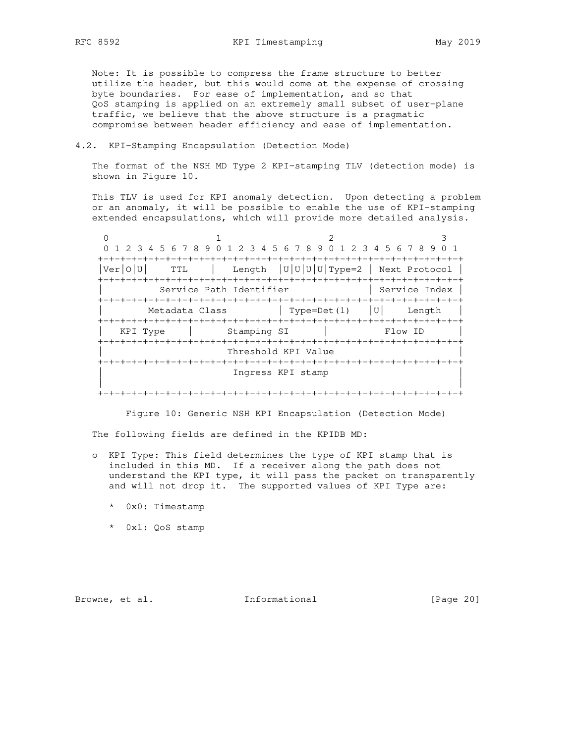Note: It is possible to compress the frame structure to better utilize the header, but this would come at the expense of crossing byte boundaries. For ease of implementation, and so that QoS stamping is applied on an extremely small subset of user-plane traffic, we believe that the above structure is a pragmatic compromise between header efficiency and ease of implementation.

## 4.2. KPI-Stamping Encapsulation (Detection Mode)

The format of the NSH MD Type 2 KPI-stamping TLV (detection mode) is shown in Figure 10.

This TLV is used for KPI anomaly detection. Upon detecting a problem or an anomaly, it will be possible to enable the use of KPI-stamping extended encapsulations, which will provide more detailed analysis.

```
 0                   1                   2                   3
 0 1 2 3 4 5 6 7 8 9 0 1 2 3 4 5 6 7 8 9 0 1 2 3 4 5 6 7 8 9 0 1
+-+-+-+-+-+-+-+-+-+-+-+-+-+-+-+-+-+-+-+-+-+-+-+-+-+-+-+-+-+-+-+-+
|Ver|O|U|    TTL    |   Length  |U|U|U|U|Type=2 | Next Protocol |
+-+-+-+-+-+-+-+-+-+-+-+-+-+-+-+-+-+-+-+-+-+-+-+-+-+-+-+-+-+-+-+-+
|          Service Path Identifier              | Service Index |
+-+-+-+-+-+-+-+-+-+-+-+-+-+-+-+-+-+-+-+-+-+-+-+-+-+-+-+-+-+-+-+-+
|        Metadata Class         | Type=Det(1)   |U|    Length   |
+-+-+-+-+-+-+-+-+-+-+-+-+-+-+-+-+-+-+-+-+-+-+-+-+-+-+-+-+-+-+-+-+
|   KPI Type    |       Stamping SI     |          Flow ID      |
+-+-+-+-+-+-+-+-+-+-+-+-+-+-+-+-+-+-+-+-+-+-+-+-+-+-+-+-+-+-+-+-+
|                       Threshold KPI Value                     |
+-+-+-+-+-+-+-+-+-+-+-+-+-+-+-+-+-+-+-+-+-+-+-+-+-+-+-+-+-+-+-+-+
|                        Ingress KPI stamp                      |
|                                                               |
+-+-+-+-+-+-+-+-+-+-+-+-+-+-+-+-+-+-+-+-+-+-+-+-+-+-+-+-+-+-+-+-+
```

Figure 10: Generic NSH KPI Encapsulation (Detection Mode)

The following fields are defined in the KPIDB MD:

- KPI Type: This field determines the type of KPI stamp that is included in this MD. If a receiver along the path does not understand the KPI type, it will pass the packet on transparently and will not drop it. The supported values of KPI Type are:

  * 0x0: Timestamp

  * 0x1: QoS stamp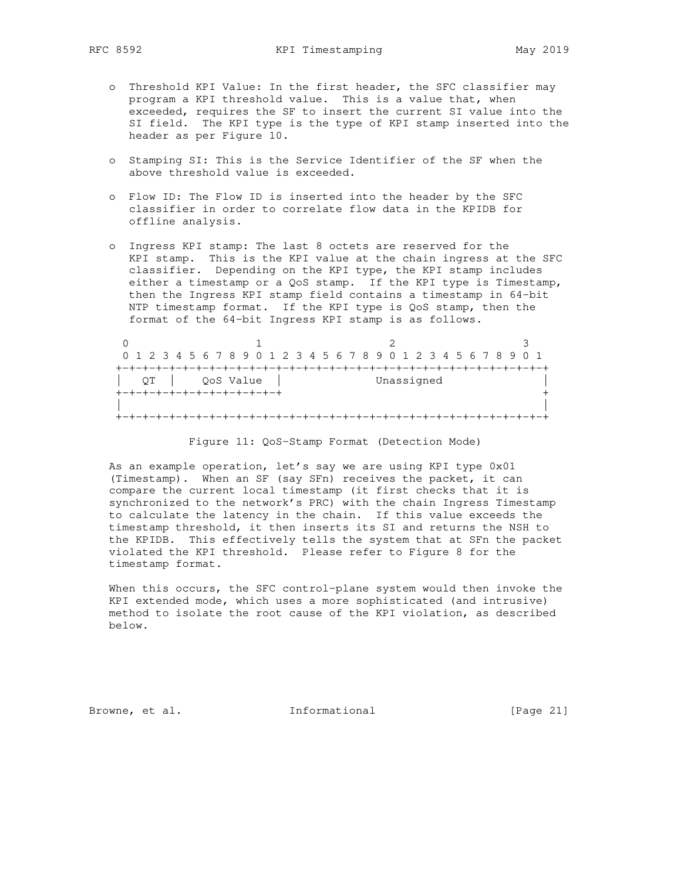- Threshold KPI Value: In the first header, the SFC classifier may program a KPI threshold value. This is a value that, when exceeded, requires the SF to insert the current SI value into the SI field. The KPI type is the type of KPI stamp inserted into the header as per Figure 10.

- Stamping SI: This is the Service Identifier of the SF when the above threshold value is exceeded.

- Flow ID: The Flow ID is inserted into the header by the SFC classifier in order to correlate flow data in the KPIDB for offline analysis.

- Ingress KPI stamp: The last 8 octets are reserved for the KPI stamp. This is the KPI value at the chain ingress at the SFC classifier. Depending on the KPI type, the KPI stamp includes either a timestamp or a QoS stamp. If the KPI type is Timestamp, then the Ingress KPI stamp field contains a timestamp in 64-bit NTP timestamp format. If the KPI type is QoS stamp, then the format of the 64-bit Ingress KPI stamp is as follows.

```
 0                   1                   2                   3
 0 1 2 3 4 5 6 7 8 9 0 1 2 3 4 5 6 7 8 9 0 1 2 3 4 5 6 7 8 9 0 1
+-+-+-+-+-+-+-+-+-+-+-+-+-+-+-+-+-+-+-+-+-+-+-+-+-+-+-+-+-+-+-+-+
|  QT   |    QoS Value  |              Unassigned                 |
+-+-+-+-+-+-+-+-+-+-+-+-+-+-+                                     +
|                                                               |
+-+-+-+-+-+-+-+-+-+-+-+-+-+-+-+-+-+-+-+-+-+-+-+-+-+-+-+-+-+-+-+-+
```

Figure 11: QoS-Stamp Format (Detection Mode)

As an example operation, let's say we are using KPI type 0x01 (Timestamp). When an SF (say SFn) receives the packet, it can compare the current local timestamp (it first checks that it is synchronized to the network's PRC) with the chain Ingress Timestamp to calculate the latency in the chain. If this value exceeds the timestamp threshold, it then inserts its SI and returns the NSH to the KPIDB. This effectively tells the system that at SFn the packet violated the KPI threshold. Please refer to Figure 8 for the timestamp format.

When this occurs, the SFC control-plane system would then invoke the KPI extended mode, which uses a more sophisticated (and intrusive) method to isolate the root cause of the KPI violation, as described below.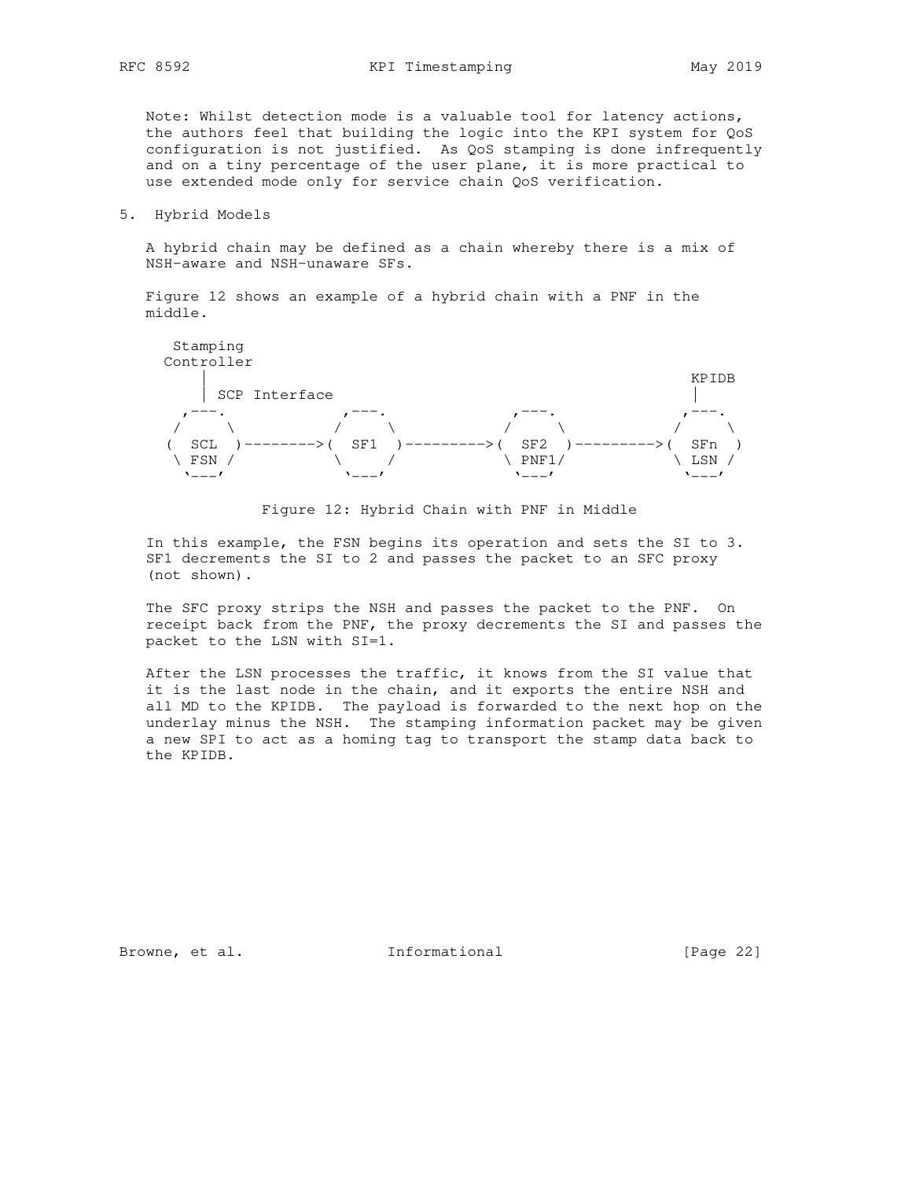Note: Whilst detection mode is a valuable tool for latency actions, the authors feel that building the logic into the KPI system for QoS configuration is not justified. As QoS stamping is done infrequently and on a tiny percentage of the user plane, it is more practical to use extended mode only for service chain QoS verification.

## 5. Hybrid Models

A hybrid chain may be defined as a chain whereby there is a mix of NSH-aware and NSH-unaware SFs.

Figure 12 shows an example of a hybrid chain with a PNF in the middle.

```
   Stamping
  Controller
      |                                                      KPIDB
      | SCP Interface                                          |
    ,---.           ,---.           ,---.           ,---.
   /     \         /     \         /     \         /     \
  (  SCL  )------->(  SF1  )--------->(  SF2  )--------->(  SFn  )
   \ FSN /         \     /         \ PNF1/         \ LSN /
    `---'           `---'           `---'           `---'
```

Figure 12: Hybrid Chain with PNF in Middle

In this example, the FSN begins its operation and sets the SI to 3. SF1 decrements the SI to 2 and passes the packet to an SFC proxy (not shown).

The SFC proxy strips the NSH and passes the packet to the PNF. On receipt back from the PNF, the proxy decrements the SI and passes the packet to the LSN with SI=1.

After the LSN processes the traffic, it knows from the SI value that it is the last node in the chain, and it exports the entire NSH and all MD to the KPIDB. The payload is forwarded to the next hop on the underlay minus the NSH. The stamping information packet may be given a new SPI to act as a homing tag to transport the stamp data back to the KPIDB.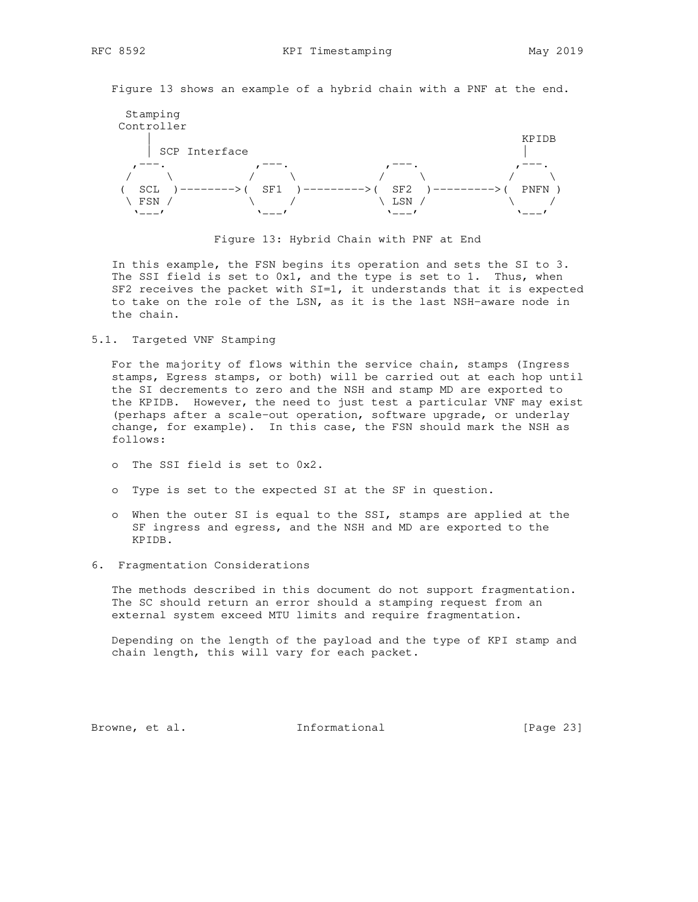Figure 13 shows an example of a hybrid chain with a PNF at the end.

```
  Stamping
 Controller
     |                                                          KPIDB
     | SCP Interface                                              |
   ,---.           ,---.             ,---.             ,---.
  /     \         /     \           /     \           /     \
 (  SCL  )------->(  SF1  )--------->(  SF2  )--------->(  PNFN )
  \ FSN /         \     /           \ LSN /           \     /
   `---'           `---'             `---'             `---'
```

Figure 13: Hybrid Chain with PNF at End

In this example, the FSN begins its operation and sets the SI to 3. The SSI field is set to 0x1, and the type is set to 1. Thus, when SF2 receives the packet with SI=1, it understands that it is expected to take on the role of the LSN, as it is the last NSH-aware node in the chain.

### 5.1. Targeted VNF Stamping

For the majority of flows within the service chain, stamps (Ingress stamps, Egress stamps, or both) will be carried out at each hop until the SI decrements to zero and the NSH and stamp MD are exported to the KPIDB. However, the need to just test a particular VNF may exist (perhaps after a scale-out operation, software upgrade, or underlay change, for example). In this case, the FSN should mark the NSH as follows:

- The SSI field is set to 0x2.
- Type is set to the expected SI at the SF in question.
- When the outer SI is equal to the SSI, stamps are applied at the SF ingress and egress, and the NSH and MD are exported to the KPIDB.

## 6. Fragmentation Considerations

The methods described in this document do not support fragmentation. The SC should return an error should a stamping request from an external system exceed MTU limits and require fragmentation.

Depending on the length of the payload and the type of KPI stamp and chain length, this will vary for each packet.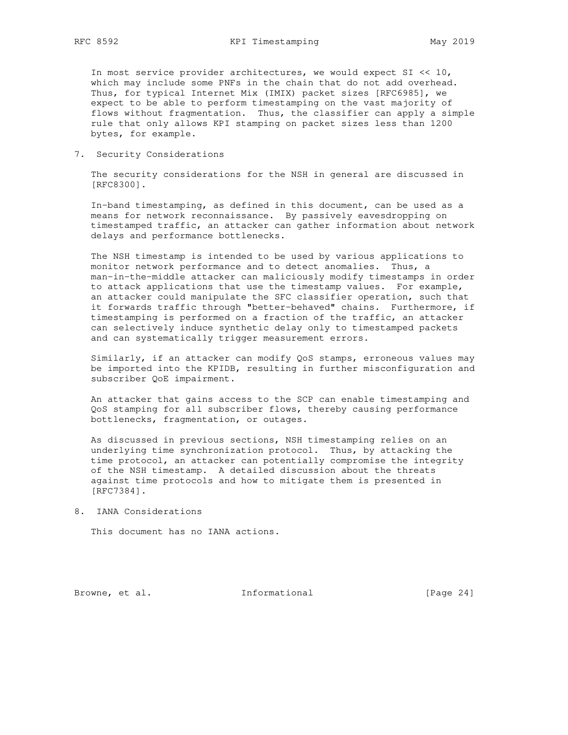In most service provider architectures, we would expect SI << 10, which may include some PNFs in the chain that do not add overhead. Thus, for typical Internet Mix (IMIX) packet sizes [RFC6985], we expect to be able to perform timestamping on the vast majority of flows without fragmentation. Thus, the classifier can apply a simple rule that only allows KPI stamping on packet sizes less than 1200 bytes, for example.

## 7. Security Considerations

The security considerations for the NSH in general are discussed in [RFC8300].

In-band timestamping, as defined in this document, can be used as a means for network reconnaissance. By passively eavesdropping on timestamped traffic, an attacker can gather information about network delays and performance bottlenecks.

The NSH timestamp is intended to be used by various applications to monitor network performance and to detect anomalies. Thus, a man-in-the-middle attacker can maliciously modify timestamps in order to attack applications that use the timestamp values. For example, an attacker could manipulate the SFC classifier operation, such that it forwards traffic through "better-behaved" chains. Furthermore, if timestamping is performed on a fraction of the traffic, an attacker can selectively induce synthetic delay only to timestamped packets and can systematically trigger measurement errors.

Similarly, if an attacker can modify QoS stamps, erroneous values may be imported into the KPIDB, resulting in further misconfiguration and subscriber QoE impairment.

An attacker that gains access to the SCP can enable timestamping and QoS stamping for all subscriber flows, thereby causing performance bottlenecks, fragmentation, or outages.

As discussed in previous sections, NSH timestamping relies on an underlying time synchronization protocol. Thus, by attacking the time protocol, an attacker can potentially compromise the integrity of the NSH timestamp. A detailed discussion about the threats against time protocols and how to mitigate them is presented in [RFC7384].

## 8. IANA Considerations

This document has no IANA actions.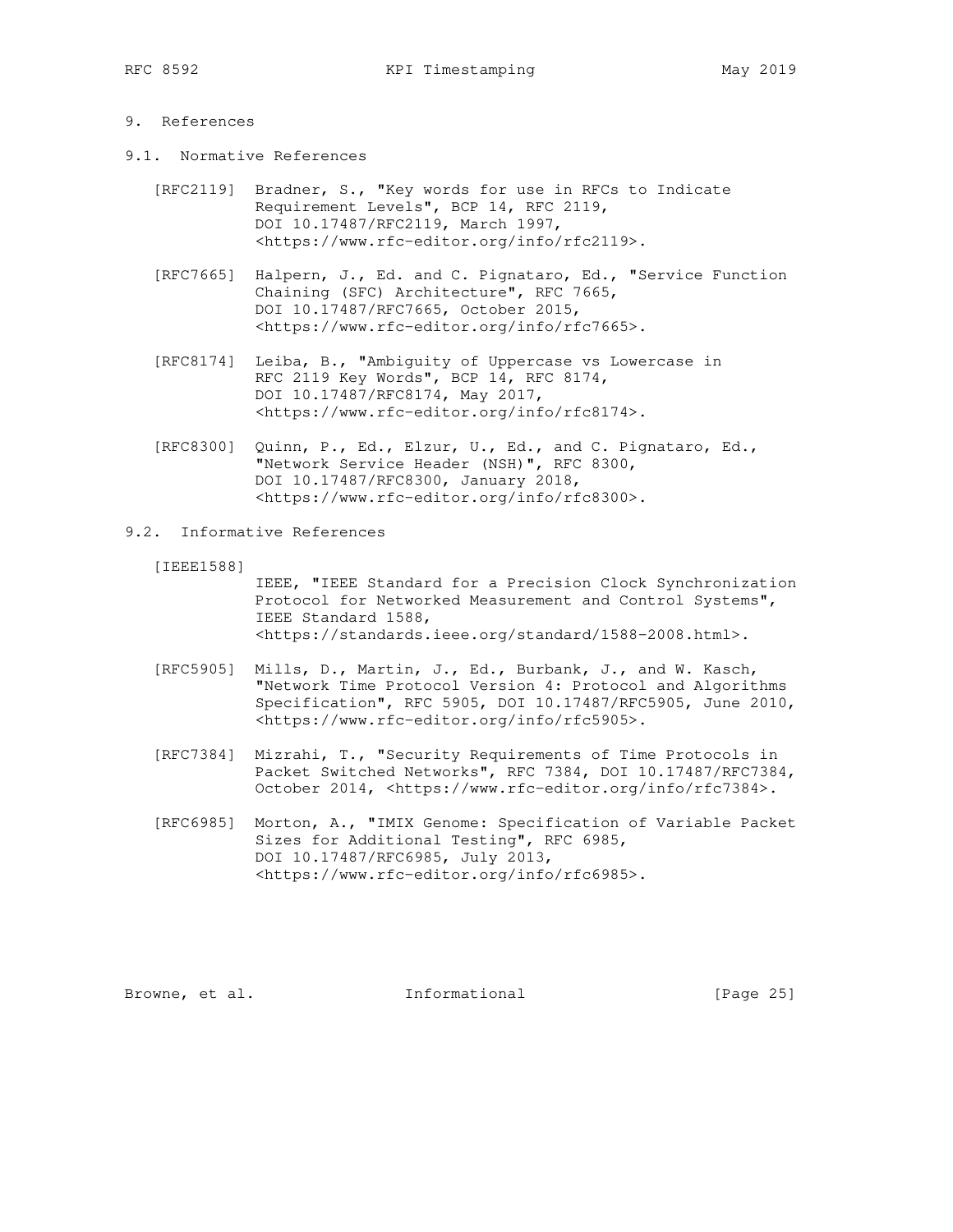# 9. References

## 9.1. Normative References

[RFC2119] Bradner, S., "Key words for use in RFCs to Indicate Requirement Levels", BCP 14, RFC 2119, DOI 10.17487/RFC2119, March 1997, <https://www.rfc-editor.org/info/rfc2119>.

[RFC7665] Halpern, J., Ed. and C. Pignataro, Ed., "Service Function Chaining (SFC) Architecture", RFC 7665, DOI 10.17487/RFC7665, October 2015, <https://www.rfc-editor.org/info/rfc7665>.

[RFC8174] Leiba, B., "Ambiguity of Uppercase vs Lowercase in RFC 2119 Key Words", BCP 14, RFC 8174, DOI 10.17487/RFC8174, May 2017, <https://www.rfc-editor.org/info/rfc8174>.

[RFC8300] Quinn, P., Ed., Elzur, U., Ed., and C. Pignataro, Ed., "Network Service Header (NSH)", RFC 8300, DOI 10.17487/RFC8300, January 2018, <https://www.rfc-editor.org/info/rfc8300>.

## 9.2. Informative References

[IEEE1588] IEEE, "IEEE Standard for a Precision Clock Synchronization Protocol for Networked Measurement and Control Systems", IEEE Standard 1588, <https://standards.ieee.org/standard/1588-2008.html>.

[RFC5905] Mills, D., Martin, J., Ed., Burbank, J., and W. Kasch, "Network Time Protocol Version 4: Protocol and Algorithms Specification", RFC 5905, DOI 10.17487/RFC5905, June 2010, <https://www.rfc-editor.org/info/rfc5905>.

[RFC7384] Mizrahi, T., "Security Requirements of Time Protocols in Packet Switched Networks", RFC 7384, DOI 10.17487/RFC7384, October 2014, <https://www.rfc-editor.org/info/rfc7384>.

[RFC6985] Morton, A., "IMIX Genome: Specification of Variable Packet Sizes for Additional Testing", RFC 6985, DOI 10.17487/RFC6985, July 2013, <https://www.rfc-editor.org/info/rfc6985>.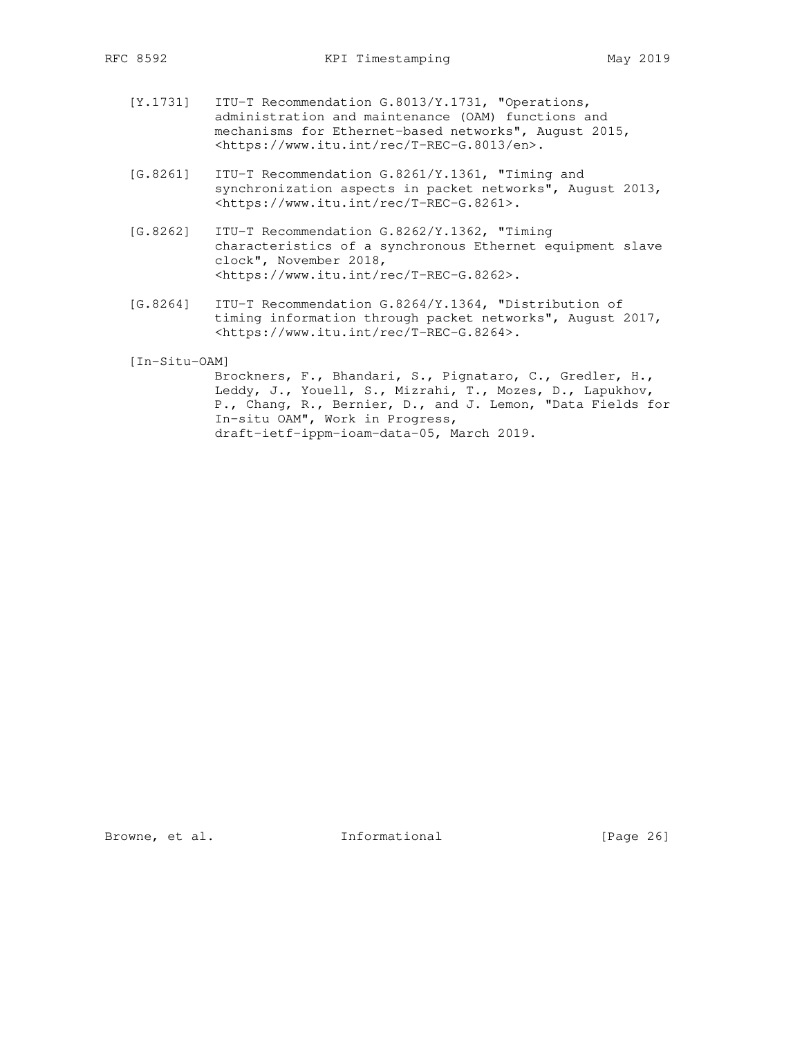[Y.1731] ITU-T Recommendation G.8013/Y.1731, "Operations, administration and maintenance (OAM) functions and mechanisms for Ethernet-based networks", August 2015, <https://www.itu.int/rec/T-REC-G.8013/en>.

[G.8261] ITU-T Recommendation G.8261/Y.1361, "Timing and synchronization aspects in packet networks", August 2013, <https://www.itu.int/rec/T-REC-G.8261>.

[G.8262] ITU-T Recommendation G.8262/Y.1362, "Timing characteristics of a synchronous Ethernet equipment slave clock", November 2018, <https://www.itu.int/rec/T-REC-G.8262>.

[G.8264] ITU-T Recommendation G.8264/Y.1364, "Distribution of timing information through packet networks", August 2017, <https://www.itu.int/rec/T-REC-G.8264>.

[In-Situ-OAM]
Brockners, F., Bhandari, S., Pignataro, C., Gredler, H., Leddy, J., Youell, S., Mizrahi, T., Mozes, D., Lapukhov, P., Chang, R., Bernier, D., and J. Lemon, "Data Fields for In-situ OAM", Work in Progress, draft-ietf-ippm-ioam-data-05, March 2019.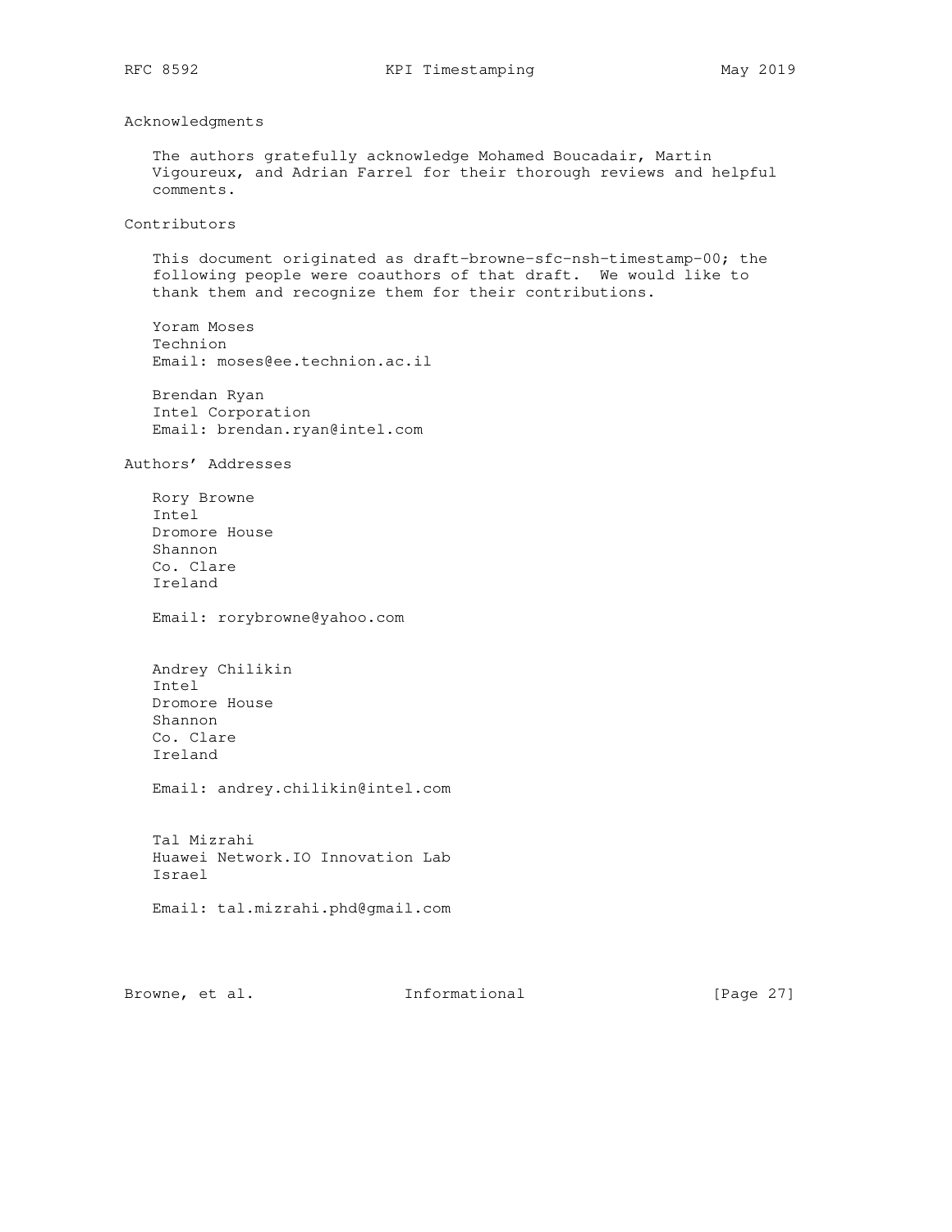## Acknowledgments

The authors gratefully acknowledge Mohamed Boucadair, Martin Vigoureux, and Adrian Farrel for their thorough reviews and helpful comments.

## Contributors

This document originated as draft-browne-sfc-nsh-timestamp-00; the following people were coauthors of that draft. We would like to thank them and recognize them for their contributions.

Yoram Moses
Technion
Email: moses@ee.technion.ac.il

Brendan Ryan
Intel Corporation
Email: brendan.ryan@intel.com

## Authors' Addresses

Rory Browne
Intel
Dromore House
Shannon
Co. Clare
Ireland

Email: rorybrowne@yahoo.com

Andrey Chilikin
Intel
Dromore House
Shannon
Co. Clare
Ireland

Email: andrey.chilikin@intel.com

Tal Mizrahi
Huawei Network.IO Innovation Lab
Israel

Email: tal.mizrahi.phd@gmail.com